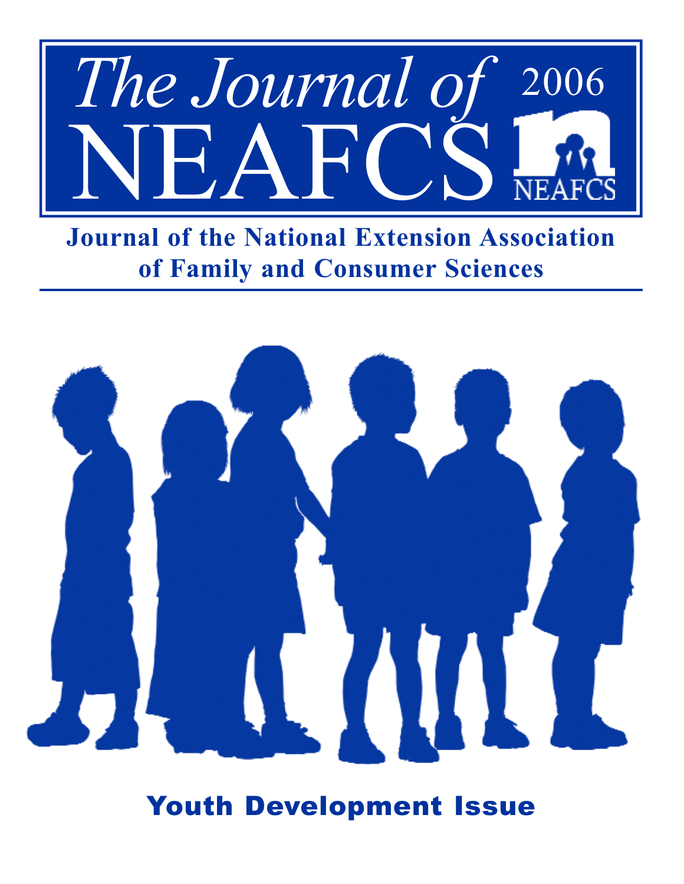# The Journal of NEAFCS

2006

NEAFCS

## Journal of the National Extension Association of Family and Consumer Sciences

## Youth Development Issue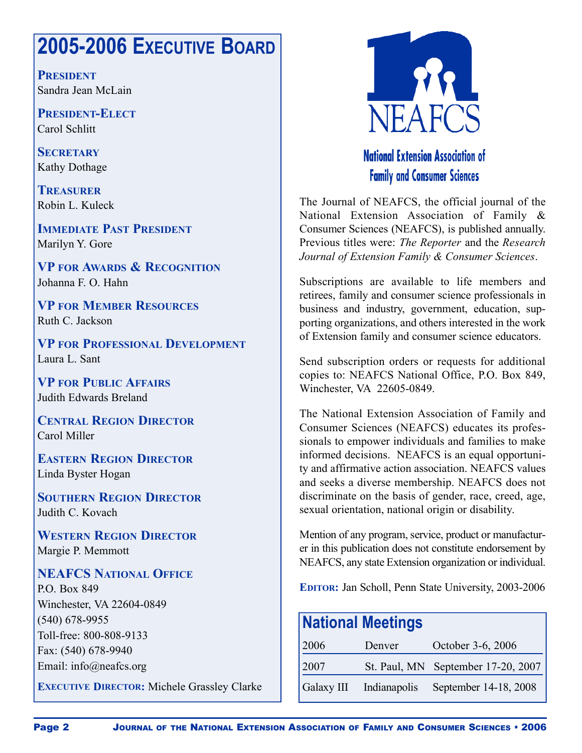# 2005-2006 Executive Board

**President**
Sandra Jean McLain

**President-Elect**
Carol Schlitt

**Secretary**
Kathy Dothage

**Treasurer**
Robin L. Kuleck

**Immediate Past President**
Marilyn Y. Gore

**VP for Awards & Recognition**
Johanna F. O. Hahn

**VP for Member Resources**
Ruth C. Jackson

**VP for Professional Development**
Laura L. Sant

**VP for Public Affairs**
Judith Edwards Breland

**Central Region Director**
Carol Miller

**Eastern Region Director**
Linda Byster Hogan

**Southern Region Director**
Judith C. Kovach

**Western Region Director**
Margie P. Memmott

**NEAFCS National Office**
P.O. Box 849
Winchester, VA 22604-0849
(540) 678-9955
Toll-free: 800-808-9133
Fax: (540) 678-9940
Email: info@neafcs.org

**Executive Director:** Michele Grassley Clarke

NEAFCS

National Extension Association of Family and Consumer Sciences

The Journal of NEAFCS, the official journal of the National Extension Association of Family & Consumer Sciences (NEAFCS), is published annually. Previous titles were: *The Reporter* and the *Research Journal of Extension Family & Consumer Sciences*.

Subscriptions are available to life members and retirees, family and consumer science professionals in business and industry, government, education, supporting organizations, and others interested in the work of Extension family and consumer science educators.

Send subscription orders or requests for additional copies to: NEAFCS National Office, P.O. Box 849, Winchester, VA 22605-0849.

The National Extension Association of Family and Consumer Sciences (NEAFCS) educates its professionals to empower individuals and families to make informed decisions. NEAFCS is an equal opportunity and affirmative action association. NEAFCS values and seeks a diverse membership. NEAFCS does not discriminate on the basis of gender, race, creed, age, sexual orientation, national origin or disability.

Mention of any program, service, product or manufacturer in this publication does not constitute endorsement by NEAFCS, any state Extension organization or individual.

**Editor:** Jan Scholl, Penn State University, 2003-2006

## National Meetings

| | | |
|---|---|---|
| 2006 | Denver | October 3-6, 2006 |
| 2007 | St. Paul, MN | September 17-20, 2007 |
| Galaxy III | Indianapolis | September 14-18, 2008 |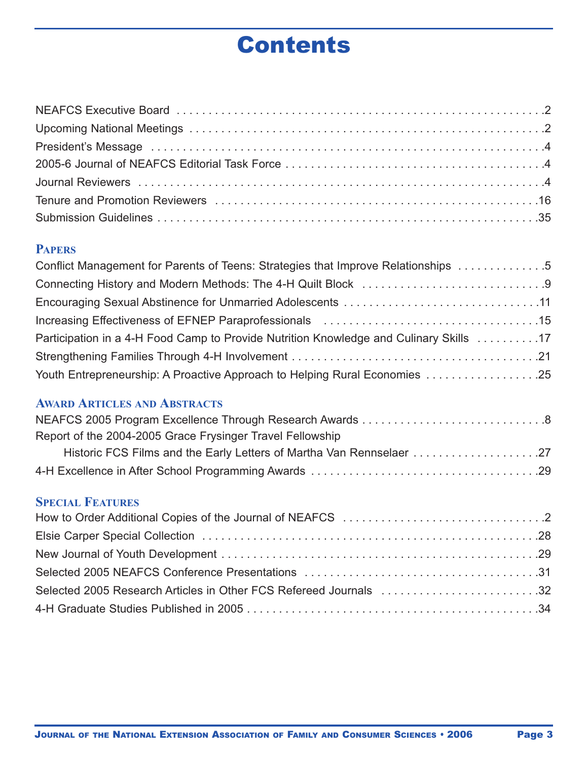# Contents

NEAFCS Executive Board . . . . . . . . . . . . . . . . . . . . . . . . . . . . . . . . . . . . . . . . . . . . . . . . . . . . . . . . . .2
Upcoming National Meetings . . . . . . . . . . . . . . . . . . . . . . . . . . . . . . . . . . . . . . . . . . . . . . . . . . . . . . .2
President's Message . . . . . . . . . . . . . . . . . . . . . . . . . . . . . . . . . . . . . . . . . . . . . . . . . . . . . . . . . . . .4
2005-6 Journal of NEAFCS Editorial Task Force . . . . . . . . . . . . . . . . . . . . . . . . . . . . . . . . . . . . . . . . .4
Journal Reviewers . . . . . . . . . . . . . . . . . . . . . . . . . . . . . . . . . . . . . . . . . . . . . . . . . . . . . . . . . . . . . .4
Tenure and Promotion Reviewers . . . . . . . . . . . . . . . . . . . . . . . . . . . . . . . . . . . . . . . . . . . . . . . . . . .16
Submission Guidelines . . . . . . . . . . . . . . . . . . . . . . . . . . . . . . . . . . . . . . . . . . . . . . . . . . . . . . . . . .35

## Papers

Conflict Management for Parents of Teens: Strategies that Improve Relationships . . . . . . . . . . . . . .5
Connecting History and Modern Methods: The 4-H Quilt Block . . . . . . . . . . . . . . . . . . . . . . . . . . . . .9
Encouraging Sexual Abstinence for Unmarried Adolescents . . . . . . . . . . . . . . . . . . . . . . . . . . . . . . .11
Increasing Effectiveness of EFNEP Paraprofessionals . . . . . . . . . . . . . . . . . . . . . . . . . . . . . . . . . .15
Participation in a 4-H Food Camp to Provide Nutrition Knowledge and Culinary Skills . . . . . . . . . .17
Strengthening Families Through 4-H Involvement . . . . . . . . . . . . . . . . . . . . . . . . . . . . . . . . . . . . . .21
Youth Entrepreneurship: A Proactive Approach to Helping Rural Economies . . . . . . . . . . . . . . . . . .25

## Award Articles and Abstracts

NEAFCS 2005 Program Excellence Through Research Awards . . . . . . . . . . . . . . . . . . . . . . . . . . . . .8
Report of the 2004-2005 Grace Frysinger Travel Fellowship
Historic FCS Films and the Early Letters of Martha Van Rennselaer . . . . . . . . . . . . . . . . . . . . .27
4-H Excellence in After School Programming Awards . . . . . . . . . . . . . . . . . . . . . . . . . . . . . . . . . . .29

## Special Features

How to Order Additional Copies of the Journal of NEAFCS . . . . . . . . . . . . . . . . . . . . . . . . . . . . . . . .2
Elsie Carper Special Collection . . . . . . . . . . . . . . . . . . . . . . . . . . . . . . . . . . . . . . . . . . . . . . . . . . . .28
New Journal of Youth Development . . . . . . . . . . . . . . . . . . . . . . . . . . . . . . . . . . . . . . . . . . . . . . . . .29
Selected 2005 NEAFCS Conference Presentations . . . . . . . . . . . . . . . . . . . . . . . . . . . . . . . . . . . . .31
Selected 2005 Research Articles in Other FCS Refereed Journals . . . . . . . . . . . . . . . . . . . . . . . . .32
4-H Graduate Studies Published in 2005 . . . . . . . . . . . . . . . . . . . . . . . . . . . . . . . . . . . . . . . . . . . . .34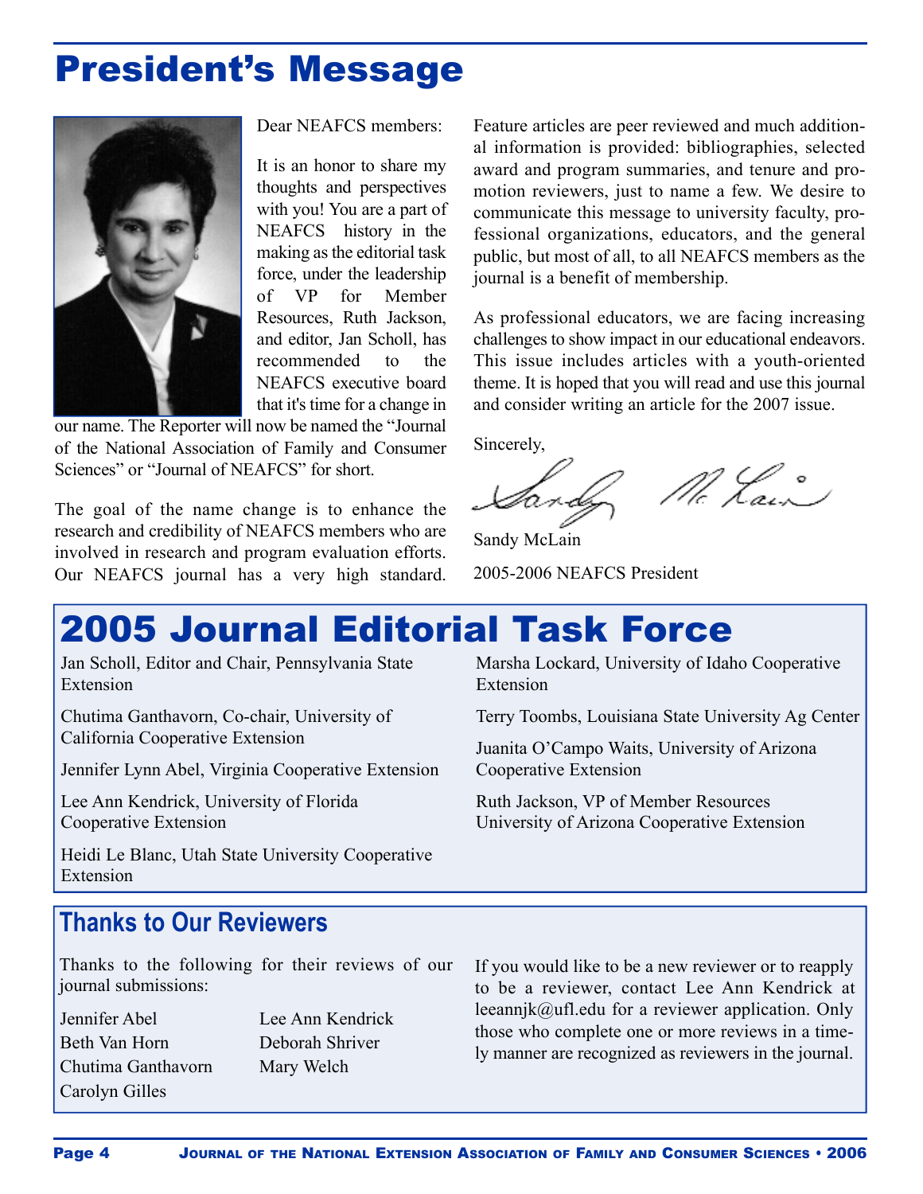# President's Message

Dear NEAFCS members:

It is an honor to share my thoughts and perspectives with you! You are a part of NEAFCS history in the making as the editorial task force, under the leadership of VP for Member Resources, Ruth Jackson, and editor, Jan Scholl, has recommended to the NEAFCS executive board that it's time for a change in our name. The Reporter will now be named the "Journal of the National Association of Family and Consumer Sciences" or "Journal of NEAFCS" for short.

The goal of the name change is to enhance the research and credibility of NEAFCS members who are involved in research and program evaluation efforts. Our NEAFCS journal has a very high standard. Feature articles are peer reviewed and much additional information is provided: bibliographies, selected award and program summaries, and tenure and promotion reviewers, just to name a few. We desire to communicate this message to university faculty, professional organizations, educators, and the general public, but most of all, to all NEAFCS members as the journal is a benefit of membership.

As professional educators, we are facing increasing challenges to show impact in our educational endeavors. This issue includes articles with a youth-oriented theme. It is hoped that you will read and use this journal and consider writing an article for the 2007 issue.

Sincerely,

Sandy McLain

2005-2006 NEAFCS President

# 2005 Journal Editorial Task Force

Jan Scholl, Editor and Chair, Pennsylvania State Extension

Chutima Ganthavorn, Co-chair, University of California Cooperative Extension

Jennifer Lynn Abel, Virginia Cooperative Extension

Lee Ann Kendrick, University of Florida Cooperative Extension

Heidi Le Blanc, Utah State University Cooperative Extension

Marsha Lockard, University of Idaho Cooperative Extension

Terry Toombs, Louisiana State University Ag Center

Juanita O'Campo Waits, University of Arizona Cooperative Extension

Ruth Jackson, VP of Member Resources University of Arizona Cooperative Extension

## Thanks to Our Reviewers

Thanks to the following for their reviews of our journal submissions:

Jennifer Abel
Beth Van Horn
Chutima Ganthavorn
Carolyn Gilles
Lee Ann Kendrick
Deborah Shriver
Mary Welch

If you would like to be a new reviewer or to reapply to be a reviewer, contact Lee Ann Kendrick at leeannjk@ufl.edu for a reviewer application. Only those who complete one or more reviews in a timely manner are recognized as reviewers in the journal.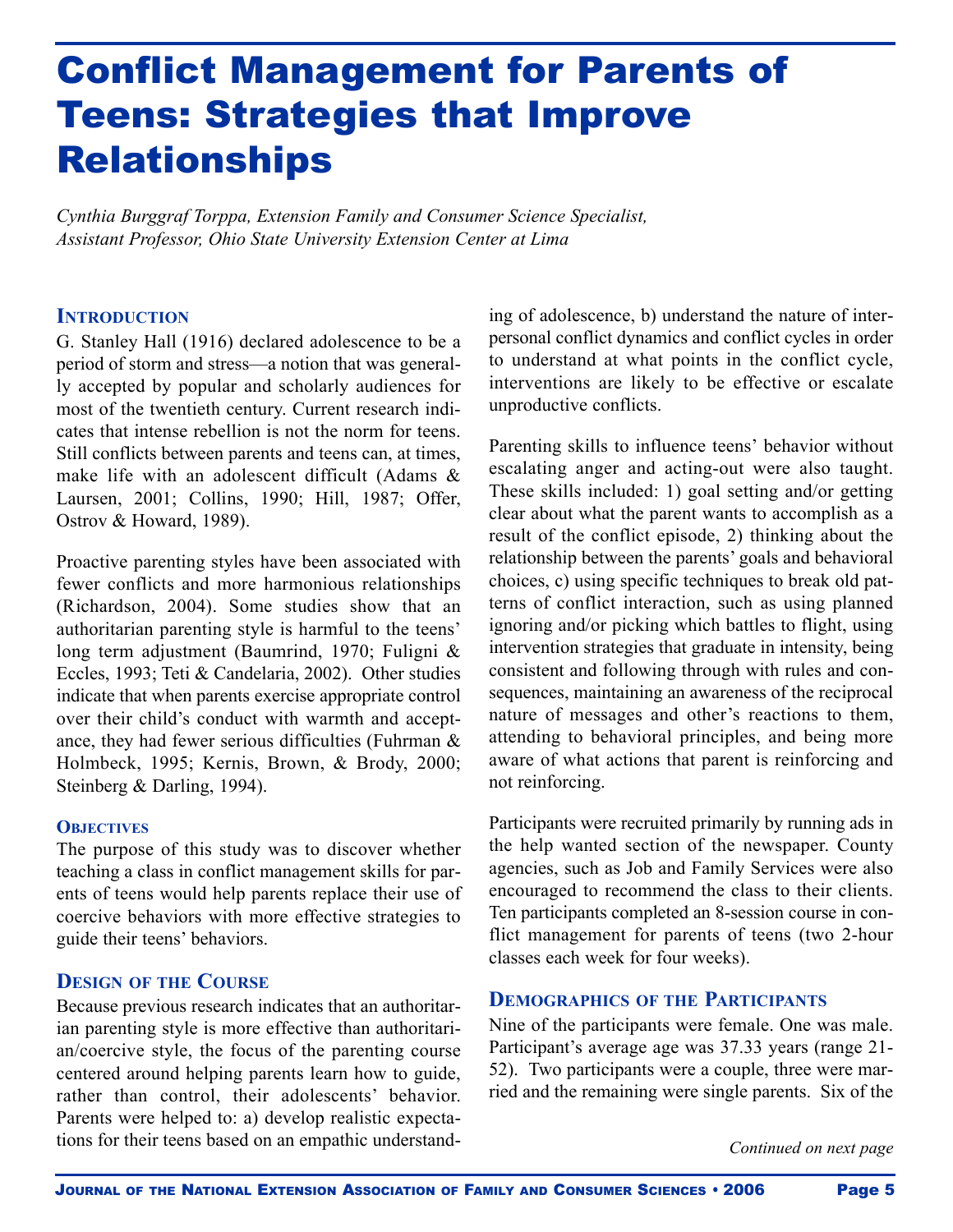# Conflict Management for Parents of Teens: Strategies that Improve Relationships

*Cynthia Burggraf Torppa, Extension Family and Consumer Science Specialist, Assistant Professor, Ohio State University Extension Center at Lima*

## Introduction

G. Stanley Hall (1916) declared adolescence to be a period of storm and stress—a notion that was generally accepted by popular and scholarly audiences for most of the twentieth century. Current research indicates that intense rebellion is not the norm for teens. Still conflicts between parents and teens can, at times, make life with an adolescent difficult (Adams & Laursen, 2001; Collins, 1990; Hill, 1987; Offer, Ostrov & Howard, 1989).

Proactive parenting styles have been associated with fewer conflicts and more harmonious relationships (Richardson, 2004). Some studies show that an authoritarian parenting style is harmful to the teens' long term adjustment (Baumrind, 1970; Fuligni & Eccles, 1993; Teti & Candelaria, 2002). Other studies indicate that when parents exercise appropriate control over their child's conduct with warmth and acceptance, they had fewer serious difficulties (Fuhrman & Holmbeck, 1995; Kernis, Brown, & Brody, 2000; Steinberg & Darling, 1994).

### Objectives

The purpose of this study was to discover whether teaching a class in conflict management skills for parents of teens would help parents replace their use of coercive behaviors with more effective strategies to guide their teens' behaviors.

## Design of the Course

Because previous research indicates that an authoritarian parenting style is more effective than authoritarian/coercive style, the focus of the parenting course centered around helping parents learn how to guide, rather than control, their adolescents' behavior. Parents were helped to: a) develop realistic expectations for their teens based on an empathic understanding of adolescence, b) understand the nature of interpersonal conflict dynamics and conflict cycles in order to understand at what points in the conflict cycle, interventions are likely to be effective or escalate unproductive conflicts.

Parenting skills to influence teens' behavior without escalating anger and acting-out were also taught. These skills included: 1) goal setting and/or getting clear about what the parent wants to accomplish as a result of the conflict episode, 2) thinking about the relationship between the parents' goals and behavioral choices, c) using specific techniques to break old patterns of conflict interaction, such as using planned ignoring and/or picking which battles to flight, using intervention strategies that graduate in intensity, being consistent and following through with rules and consequences, maintaining an awareness of the reciprocal nature of messages and other's reactions to them, attending to behavioral principles, and being more aware of what actions that parent is reinforcing and not reinforcing.

Participants were recruited primarily by running ads in the help wanted section of the newspaper. County agencies, such as Job and Family Services were also encouraged to recommend the class to their clients. Ten participants completed an 8-session course in conflict management for parents of teens (two 2-hour classes each week for four weeks).

## Demographics of the Participants

Nine of the participants were female. One was male. Participant's average age was 37.33 years (range 21-52). Two participants were a couple, three were married and the remaining were single parents. Six of the

*Continued on next page*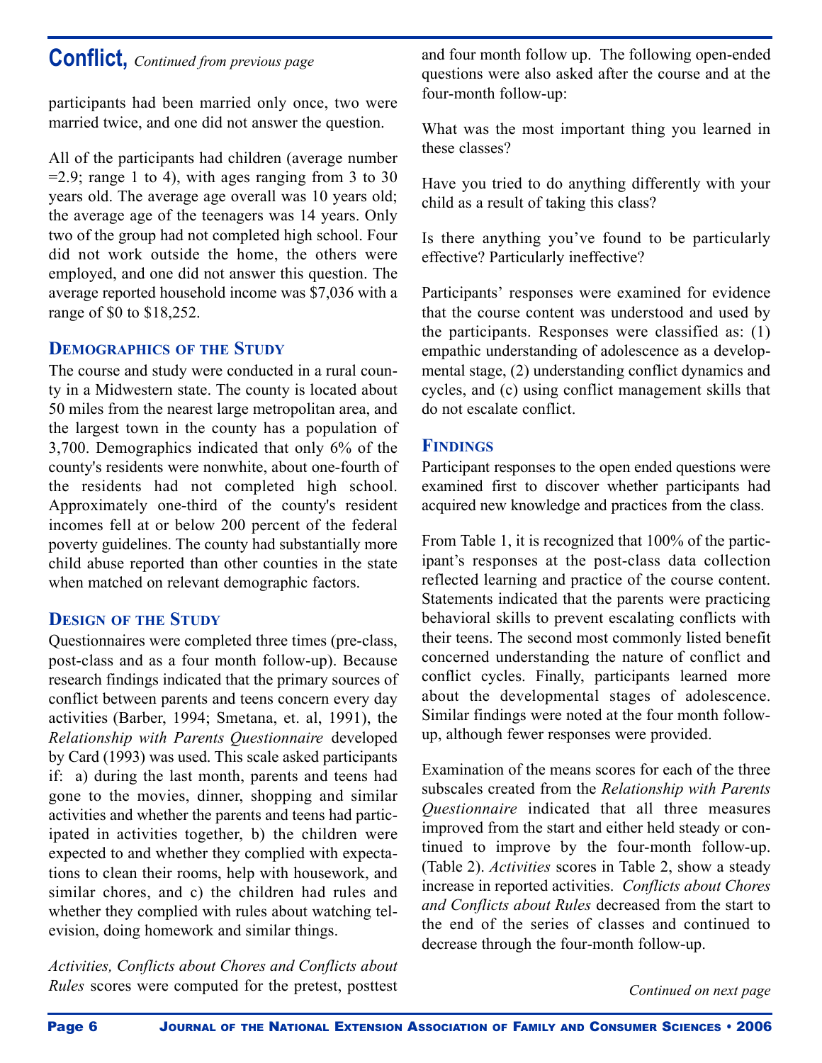## Conflict, *Continued from previous page*

participants had been married only once, two were married twice, and one did not answer the question.

All of the participants had children (average number =2.9; range 1 to 4), with ages ranging from 3 to 30 years old. The average age overall was 10 years old; the average age of the teenagers was 14 years. Only two of the group had not completed high school. Four did not work outside the home, the others were employed, and one did not answer this question. The average reported household income was $7,036 with a range of $0 to $18,252.

### Demographics of the Study

The course and study were conducted in a rural county in a Midwestern state. The county is located about 50 miles from the nearest large metropolitan area, and the largest town in the county has a population of 3,700. Demographics indicated that only 6% of the county's residents were nonwhite, about one-fourth of the residents had not completed high school. Approximately one-third of the county's resident incomes fell at or below 200 percent of the federal poverty guidelines. The county had substantially more child abuse reported than other counties in the state when matched on relevant demographic factors.

### Design of the Study

Questionnaires were completed three times (pre-class, post-class and as a four month follow-up). Because research findings indicated that the primary sources of conflict between parents and teens concern every day activities (Barber, 1994; Smetana, et. al, 1991), the *Relationship with Parents Questionnaire* developed by Card (1993) was used. This scale asked participants if: a) during the last month, parents and teens had gone to the movies, dinner, shopping and similar activities and whether the parents and teens had participated in activities together, b) the children were expected to and whether they complied with expectations to clean their rooms, help with housework, and similar chores, and c) the children had rules and whether they complied with rules about watching television, doing homework and similar things.

*Activities, Conflicts about Chores and Conflicts about Rules* scores were computed for the pretest, posttest and four month follow up. The following open-ended questions were also asked after the course and at the four-month follow-up:

What was the most important thing you learned in these classes?

Have you tried to do anything differently with your child as a result of taking this class?

Is there anything you've found to be particularly effective? Particularly ineffective?

Participants' responses were examined for evidence that the course content was understood and used by the participants. Responses were classified as: (1) empathic understanding of adolescence as a developmental stage, (2) understanding conflict dynamics and cycles, and (c) using conflict management skills that do not escalate conflict.

### Findings

Participant responses to the open ended questions were examined first to discover whether participants had acquired new knowledge and practices from the class.

From Table 1, it is recognized that 100% of the participant's responses at the post-class data collection reflected learning and practice of the course content. Statements indicated that the parents were practicing behavioral skills to prevent escalating conflicts with their teens. The second most commonly listed benefit concerned understanding the nature of conflict and conflict cycles. Finally, participants learned more about the developmental stages of adolescence. Similar findings were noted at the four month follow-up, although fewer responses were provided.

Examination of the means scores for each of the three subscales created from the *Relationship with Parents Questionnaire* indicated that all three measures improved from the start and either held steady or continued to improve by the four-month follow-up. (Table 2). *Activities* scores in Table 2, show a steady increase in reported activities. *Conflicts about Chores and Conflicts about Rules* decreased from the start to the end of the series of classes and continued to decrease through the four-month follow-up.

*Continued on next page*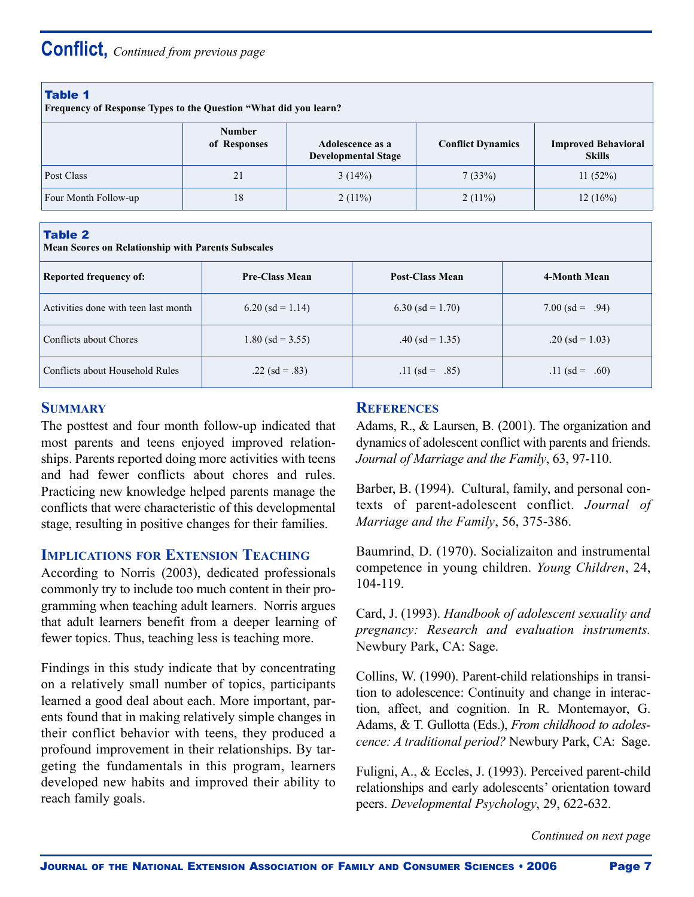## Conflict, *Continued from previous page*

**Table 1**
**Frequency of Response Types to the Question "What did you learn?**

| | Number of Responses | Adolescence as a Developmental Stage | Conflict Dynamics | Improved Behavioral Skills |
|---|---|---|---|---|
| Post Class | 21 | 3 (14%) | 7 (33%) | 11 (52%) |
| Four Month Follow-up | 18 | 2 (11%) | 2 (11%) | 12 (16%) |

**Table 2**
**Mean Scores on Relationship with Parents Subscales**

| Reported frequency of: | Pre-Class Mean | Post-Class Mean | 4-Month Mean |
|---|---|---|---|
| Activities done with teen last month | 6.20 (sd = 1.14) | 6.30 (sd = 1.70) | 7.00 (sd = .94) |
| Conflicts about Chores | 1.80 (sd = 3.55) | .40 (sd = 1.35) | .20 (sd = 1.03) |
| Conflicts about Household Rules | .22 (sd = .83) | .11 (sd = .85) | .11 (sd = .60) |

### Summary

The posttest and four month follow-up indicated that most parents and teens enjoyed improved relationships. Parents reported doing more activities with teens and had fewer conflicts about chores and rules. Practicing new knowledge helped parents manage the conflicts that were characteristic of this developmental stage, resulting in positive changes for their families.

### Implications for Extension Teaching

According to Norris (2003), dedicated professionals commonly try to include too much content in their programming when teaching adult learners. Norris argues that adult learners benefit from a deeper learning of fewer topics. Thus, teaching less is teaching more.

Findings in this study indicate that by concentrating on a relatively small number of topics, participants learned a good deal about each. More important, parents found that in making relatively simple changes in their conflict behavior with teens, they produced a profound improvement in their relationships. By targeting the fundamentals in this program, learners developed new habits and improved their ability to reach family goals.

### References

Adams, R., & Laursen, B. (2001). The organization and dynamics of adolescent conflict with parents and friends. *Journal of Marriage and the Family*, 63, 97-110.

Barber, B. (1994). Cultural, family, and personal contexts of parent-adolescent conflict. *Journal of Marriage and the Family*, 56, 375-386.

Baumrind, D. (1970). Socializaiton and instrumental competence in young children. *Young Children*, 24, 104-119.

Card, J. (1993). *Handbook of adolescent sexuality and pregnancy: Research and evaluation instruments.* Newbury Park, CA: Sage.

Collins, W. (1990). Parent-child relationships in transition to adolescence: Continuity and change in interaction, affect, and cognition. In R. Montemayor, G. Adams, & T. Gullotta (Eds.), *From childhood to adolescence: A traditional period?* Newbury Park, CA: Sage.

Fuligni, A., & Eccles, J. (1993). Perceived parent-child relationships and early adolescents' orientation toward peers. *Developmental Psychology*, 29, 622-632.

*Continued on next page*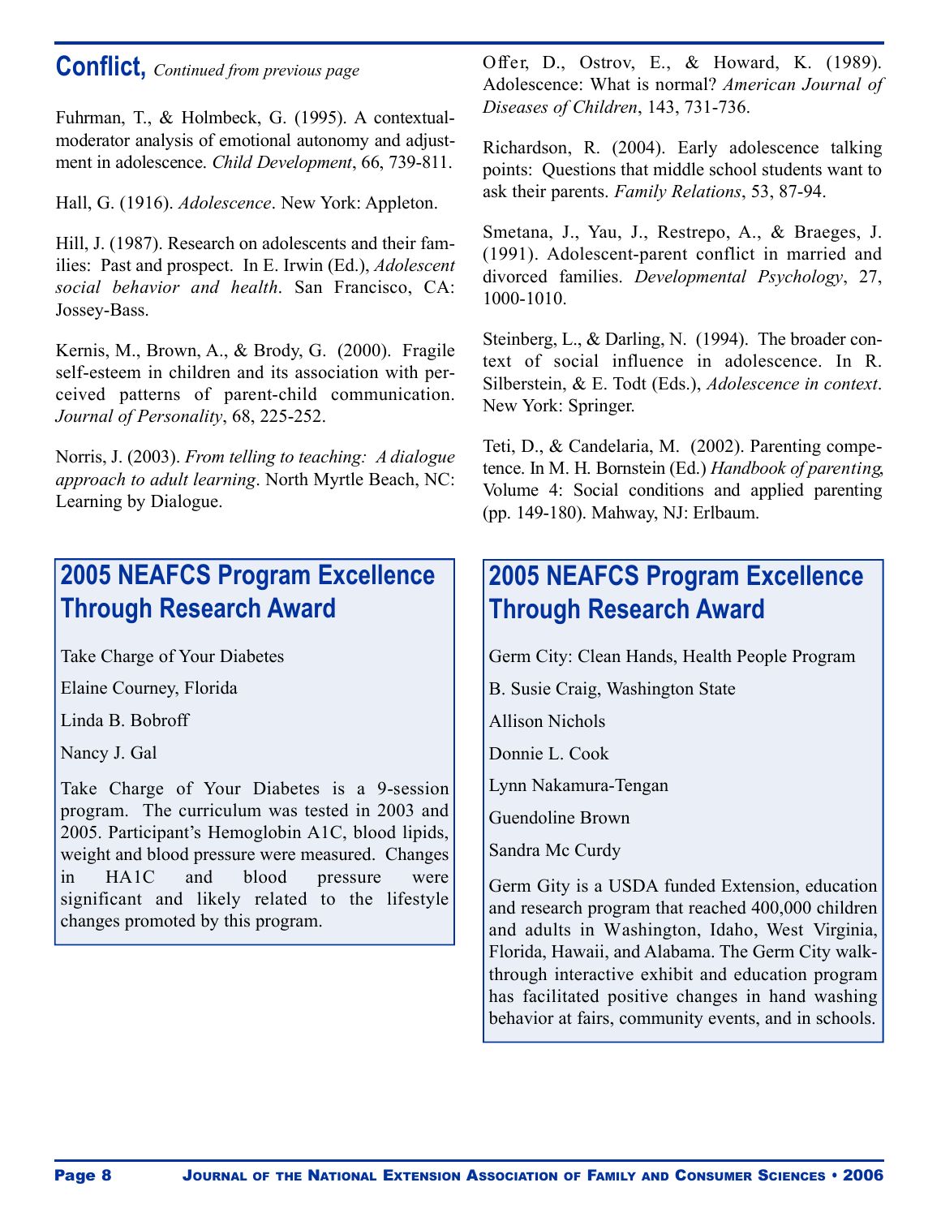## Conflict, *Continued from previous page*

Fuhrman, T., & Holmbeck, G. (1995). A contextual-moderator analysis of emotional autonomy and adjustment in adolescence. *Child Development*, 66, 739-811.

Hall, G. (1916). *Adolescence*. New York: Appleton.

Hill, J. (1987). Research on adolescents and their families: Past and prospect. In E. Irwin (Ed.), *Adolescent social behavior and health*. San Francisco, CA: Jossey-Bass.

Kernis, M., Brown, A., & Brody, G. (2000). Fragile self-esteem in children and its association with perceived patterns of parent-child communication. *Journal of Personality*, 68, 225-252.

Norris, J. (2003). *From telling to teaching: A dialogue approach to adult learning*. North Myrtle Beach, NC: Learning by Dialogue.

Offer, D., Ostrov, E., & Howard, K. (1989). Adolescence: What is normal? *American Journal of Diseases of Children*, 143, 731-736.

Richardson, R. (2004). Early adolescence talking points: Questions that middle school students want to ask their parents. *Family Relations*, 53, 87-94.

Smetana, J., Yau, J., Restrepo, A., & Braeges, J. (1991). Adolescent-parent conflict in married and divorced families. *Developmental Psychology*, 27, 1000-1010.

Steinberg, L., & Darling, N. (1994). The broader context of social influence in adolescence. In R. Silberstein, & E. Todt (Eds.), *Adolescence in context*. New York: Springer.

Teti, D., & Candelaria, M. (2002). Parenting competence. In M. H. Bornstein (Ed.) *Handbook of parenting*, Volume 4: Social conditions and applied parenting (pp. 149-180). Mahway, NJ: Erlbaum.

## 2005 NEAFCS Program Excellence Through Research Award

Take Charge of Your Diabetes

Elaine Courney, Florida

Linda B. Bobroff

Nancy J. Gal

Take Charge of Your Diabetes is a 9-session program. The curriculum was tested in 2003 and 2005. Participant's Hemoglobin A1C, blood lipids, weight and blood pressure were measured. Changes in HA1C and blood pressure were significant and likely related to the lifestyle changes promoted by this program.

## 2005 NEAFCS Program Excellence Through Research Award

Germ City: Clean Hands, Health People Program

B. Susie Craig, Washington State

Allison Nichols

Donnie L. Cook

Lynn Nakamura-Tengan

Guendoline Brown

Sandra Mc Curdy

Germ Gity is a USDA funded Extension, education and research program that reached 400,000 children and adults in Washington, Idaho, West Virginia, Florida, Hawaii, and Alabama. The Germ City walk-through interactive exhibit and education program has facilitated positive changes in hand washing behavior at fairs, community events, and in schools.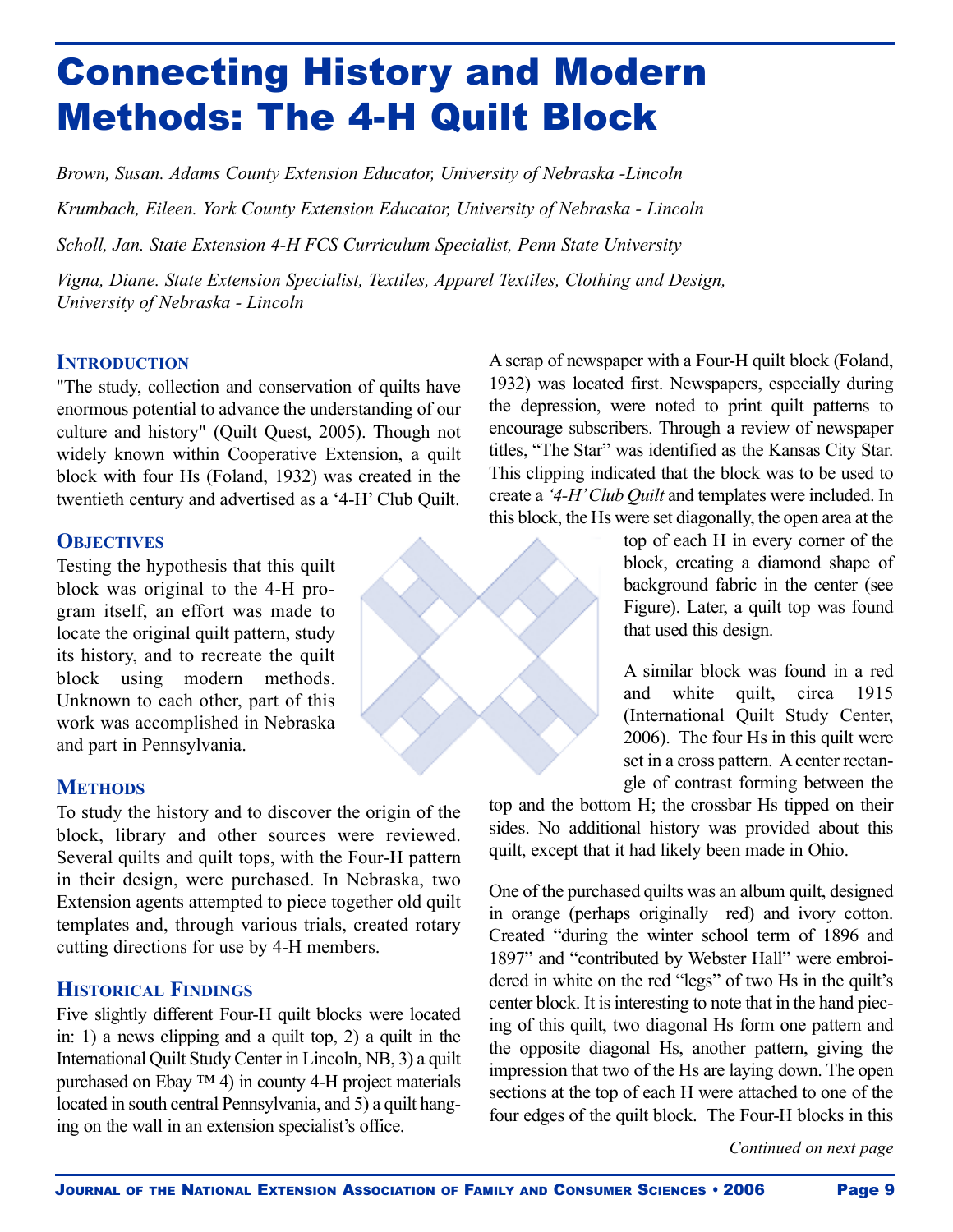# Connecting History and Modern Methods: The 4-H Quilt Block

*Brown, Susan. Adams County Extension Educator, University of Nebraska -Lincoln*

*Krumbach, Eileen. York County Extension Educator, University of Nebraska - Lincoln*

*Scholl, Jan. State Extension 4-H FCS Curriculum Specialist, Penn State University*

*Vigna, Diane. State Extension Specialist, Textiles, Apparel Textiles, Clothing and Design, University of Nebraska - Lincoln*

## Introduction

"The study, collection and conservation of quilts have enormous potential to advance the understanding of our culture and history" (Quilt Quest, 2005). Though not widely known within Cooperative Extension, a quilt block with four Hs (Foland, 1932) was created in the twentieth century and advertised as a '4-H' Club Quilt.

## Objectives

Testing the hypothesis that this quilt block was original to the 4-H program itself, an effort was made to locate the original quilt pattern, study its history, and to recreate the quilt block using modern methods. Unknown to each other, part of this work was accomplished in Nebraska and part in Pennsylvania.

## Methods

To study the history and to discover the origin of the block, library and other sources were reviewed. Several quilts and quilt tops, with the Four-H pattern in their design, were purchased. In Nebraska, two Extension agents attempted to piece together old quilt templates and, through various trials, created rotary cutting directions for use by 4-H members.

## Historical Findings

Five slightly different Four-H quilt blocks were located in: 1) a news clipping and a quilt top, 2) a quilt in the International Quilt Study Center in Lincoln, NB, 3) a quilt purchased on Ebay ™ 4) in county 4-H project materials located in south central Pennsylvania, and 5) a quilt hanging on the wall in an extension specialist's office.

A scrap of newspaper with a Four-H quilt block (Foland, 1932) was located first. Newspapers, especially during the depression, were noted to print quilt patterns to encourage subscribers. Through a review of newspaper titles, "The Star" was identified as the Kansas City Star. This clipping indicated that the block was to be used to create a *'4-H' Club Quilt* and templates were included. In this block, the Hs were set diagonally, the open area at the top of each H in every corner of the block, creating a diamond shape of background fabric in the center (see Figure). Later, a quilt top was found that used this design.

A similar block was found in a red and white quilt, circa 1915 (International Quilt Study Center, 2006). The four Hs in this quilt were set in a cross pattern. A center rectangle of contrast forming between the top and the bottom H; the crossbar Hs tipped on their sides. No additional history was provided about this quilt, except that it had likely been made in Ohio.

One of the purchased quilts was an album quilt, designed in orange (perhaps originally red) and ivory cotton. Created "during the winter school term of 1896 and 1897" and "contributed by Webster Hall" were embroidered in white on the red "legs" of two Hs in the quilt's center block. It is interesting to note that in the hand piecing of this quilt, two diagonal Hs form one pattern and the opposite diagonal Hs, another pattern, giving the impression that two of the Hs are laying down. The open sections at the top of each H were attached to one of the four edges of the quilt block. The Four-H blocks in this

*Continued on next page*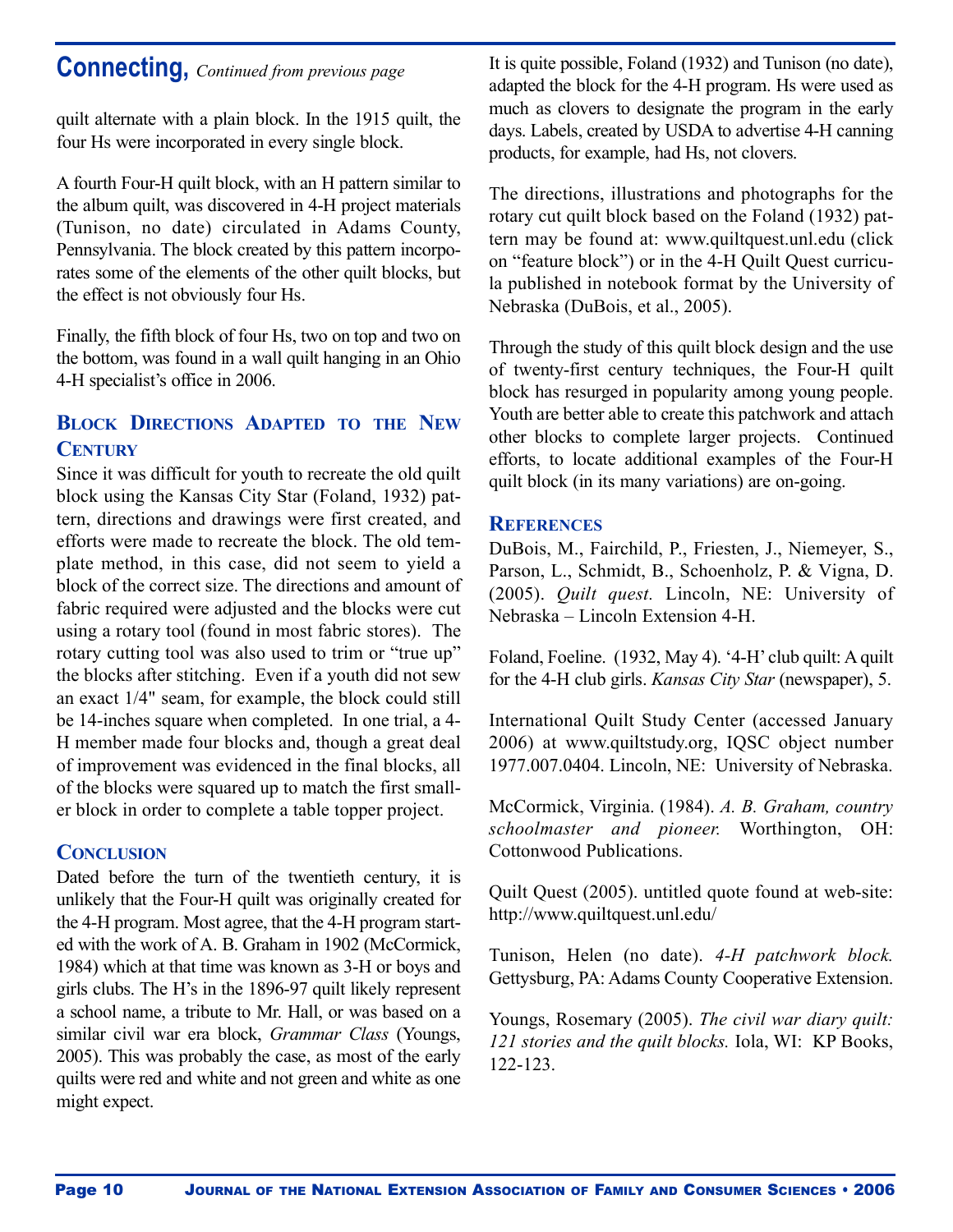## Connecting, *Continued from previous page*

quilt alternate with a plain block. In the 1915 quilt, the four Hs were incorporated in every single block.

A fourth Four-H quilt block, with an H pattern similar to the album quilt, was discovered in 4-H project materials (Tunison, no date) circulated in Adams County, Pennsylvania. The block created by this pattern incorporates some of the elements of the other quilt blocks, but the effect is not obviously four Hs.

Finally, the fifth block of four Hs, two on top and two on the bottom, was found in a wall quilt hanging in an Ohio 4-H specialist's office in 2006.

### Block Directions Adapted to the New Century

Since it was difficult for youth to recreate the old quilt block using the Kansas City Star (Foland, 1932) pattern, directions and drawings were first created, and efforts were made to recreate the block. The old template method, in this case, did not seem to yield a block of the correct size. The directions and amount of fabric required were adjusted and the blocks were cut using a rotary tool (found in most fabric stores). The rotary cutting tool was also used to trim or "true up" the blocks after stitching. Even if a youth did not sew an exact 1/4" seam, for example, the block could still be 14-inches square when completed. In one trial, a 4-H member made four blocks and, though a great deal of improvement was evidenced in the final blocks, all of the blocks were squared up to match the first smaller block in order to complete a table topper project.

### Conclusion

Dated before the turn of the twentieth century, it is unlikely that the Four-H quilt was originally created for the 4-H program. Most agree, that the 4-H program started with the work of A. B. Graham in 1902 (McCormick, 1984) which at that time was known as 3-H or boys and girls clubs. The H's in the 1896-97 quilt likely represent a school name, a tribute to Mr. Hall, or was based on a similar civil war era block, *Grammar Class* (Youngs, 2005). This was probably the case, as most of the early quilts were red and white and not green and white as one might expect.

It is quite possible, Foland (1932) and Tunison (no date), adapted the block for the 4-H program. Hs were used as much as clovers to designate the program in the early days. Labels, created by USDA to advertise 4-H canning products, for example, had Hs, not clovers.

The directions, illustrations and photographs for the rotary cut quilt block based on the Foland (1932) pattern may be found at: www.quiltquest.unl.edu (click on "feature block") or in the 4-H Quilt Quest curricula published in notebook format by the University of Nebraska (DuBois, et al., 2005).

Through the study of this quilt block design and the use of twenty-first century techniques, the Four-H quilt block has resurged in popularity among young people. Youth are better able to create this patchwork and attach other blocks to complete larger projects. Continued efforts, to locate additional examples of the Four-H quilt block (in its many variations) are on-going.

### References

DuBois, M., Fairchild, P., Friesten, J., Niemeyer, S., Parson, L., Schmidt, B., Schoenholz, P. & Vigna, D. (2005). *Quilt quest.* Lincoln, NE: University of Nebraska – Lincoln Extension 4-H.

Foland, Foeline. (1932, May 4). '4-H' club quilt: A quilt for the 4-H club girls. *Kansas City Star* (newspaper), 5.

International Quilt Study Center (accessed January 2006) at www.quiltstudy.org, IQSC object number 1977.007.0404. Lincoln, NE: University of Nebraska.

McCormick, Virginia. (1984). *A. B. Graham, country schoolmaster and pioneer.* Worthington, OH: Cottonwood Publications.

Quilt Quest (2005). untitled quote found at web-site: http://www.quiltquest.unl.edu/

Tunison, Helen (no date). *4-H patchwork block.* Gettysburg, PA: Adams County Cooperative Extension.

Youngs, Rosemary (2005). *The civil war diary quilt: 121 stories and the quilt blocks.* Iola, WI: KP Books, 122-123.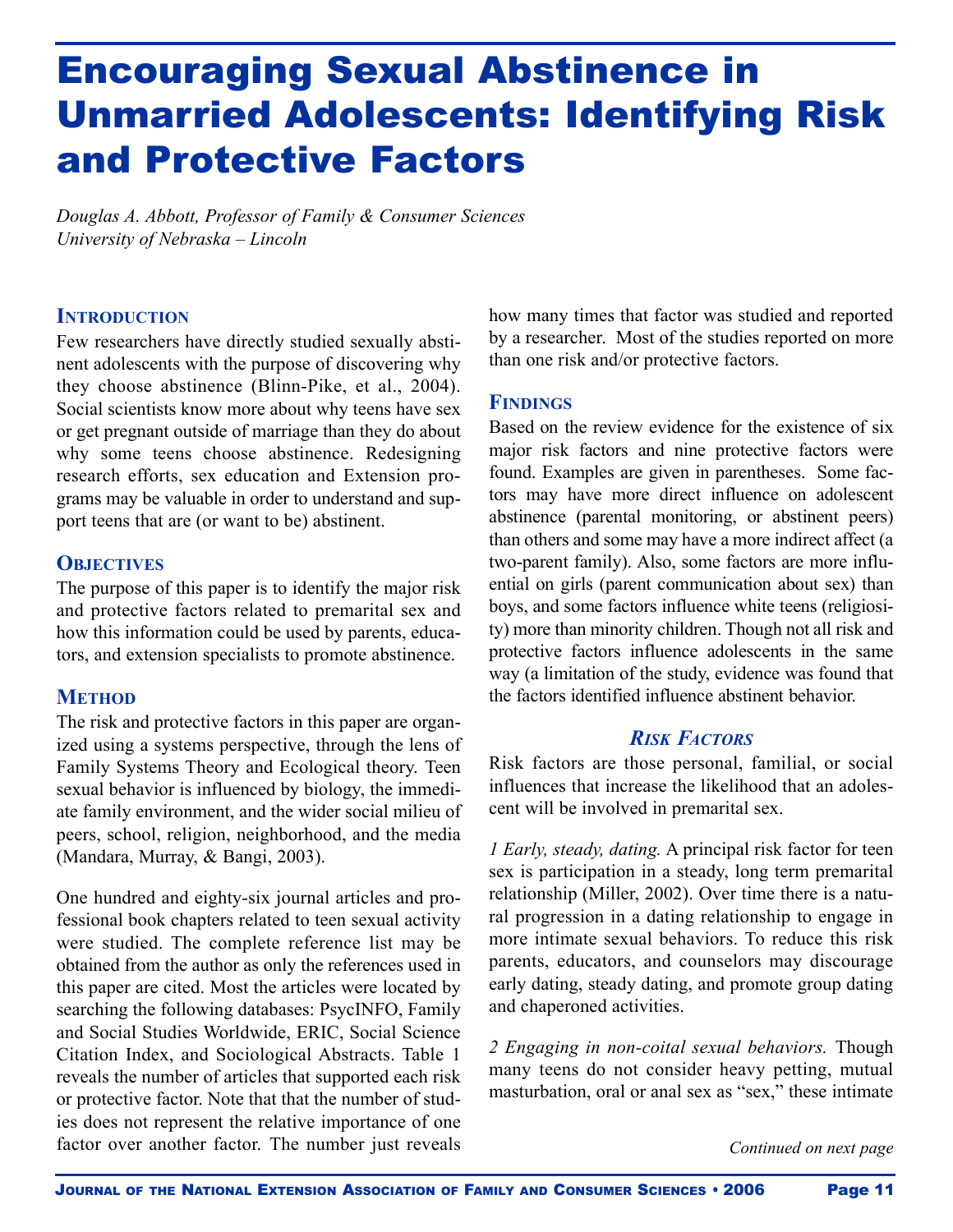# Encouraging Sexual Abstinence in Unmarried Adolescents: Identifying Risk and Protective Factors

*Douglas A. Abbott, Professor of Family & Consumer Sciences*
*University of Nebraska – Lincoln*

## Introduction

Few researchers have directly studied sexually abstinent adolescents with the purpose of discovering why they choose abstinence (Blinn-Pike, et al., 2004). Social scientists know more about why teens have sex or get pregnant outside of marriage than they do about why some teens choose abstinence. Redesigning research efforts, sex education and Extension programs may be valuable in order to understand and support teens that are (or want to be) abstinent.

## Objectives

The purpose of this paper is to identify the major risk and protective factors related to premarital sex and how this information could be used by parents, educators, and extension specialists to promote abstinence.

## Method

The risk and protective factors in this paper are organized using a systems perspective, through the lens of Family Systems Theory and Ecological theory. Teen sexual behavior is influenced by biology, the immediate family environment, and the wider social milieu of peers, school, religion, neighborhood, and the media (Mandara, Murray, & Bangi, 2003).

One hundred and eighty-six journal articles and professional book chapters related to teen sexual activity were studied. The complete reference list may be obtained from the author as only the references used in this paper are cited. Most the articles were located by searching the following databases: PsycINFO, Family and Social Studies Worldwide, ERIC, Social Science Citation Index, and Sociological Abstracts. Table 1 reveals the number of articles that supported each risk or protective factor. Note that that the number of studies does not represent the relative importance of one factor over another factor. The number just reveals how many times that factor was studied and reported by a researcher. Most of the studies reported on more than one risk and/or protective factors.

## Findings

Based on the review evidence for the existence of six major risk factors and nine protective factors were found. Examples are given in parentheses. Some factors may have more direct influence on adolescent abstinence (parental monitoring, or abstinent peers) than others and some may have a more indirect affect (a two-parent family). Also, some factors are more influential on girls (parent communication about sex) than boys, and some factors influence white teens (religiosity) more than minority children. Though not all risk and protective factors influence adolescents in the same way (a limitation of the study, evidence was found that the factors identified influence abstinent behavior.

### *Risk Factors*

Risk factors are those personal, familial, or social influences that increase the likelihood that an adolescent will be involved in premarital sex.

*1 Early, steady, dating.* A principal risk factor for teen sex is participation in a steady, long term premarital relationship (Miller, 2002). Over time there is a natural progression in a dating relationship to engage in more intimate sexual behaviors. To reduce this risk parents, educators, and counselors may discourage early dating, steady dating, and promote group dating and chaperoned activities.

*2 Engaging in non-coital sexual behaviors.* Though many teens do not consider heavy petting, mutual masturbation, oral or anal sex as "sex," these intimate

*Continued on next page*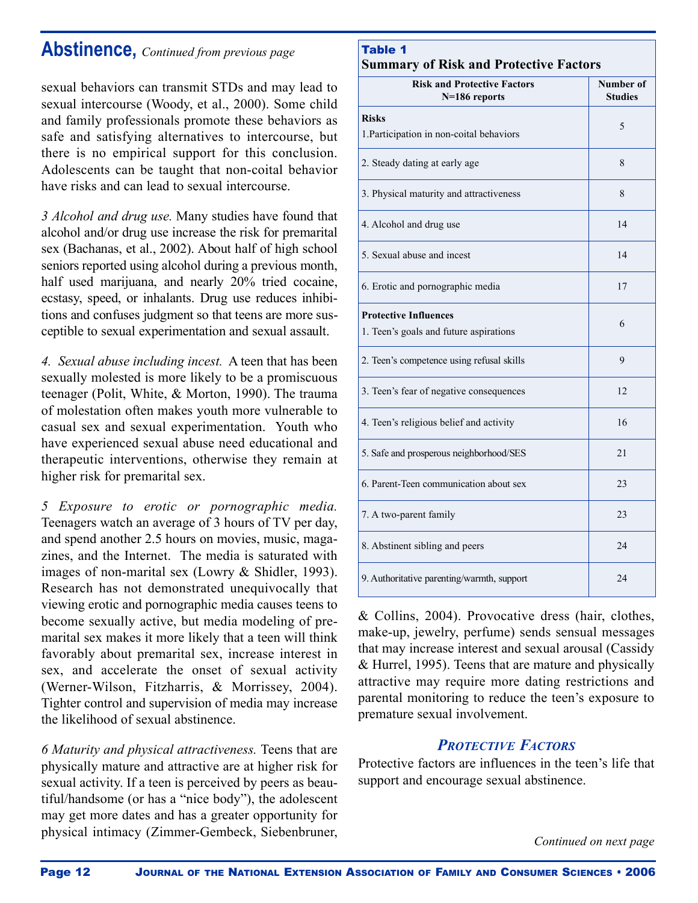## Abstinence, *Continued from previous page*

sexual behaviors can transmit STDs and may lead to sexual intercourse (Woody, et al., 2000). Some child and family professionals promote these behaviors as safe and satisfying alternatives to intercourse, but there is no empirical support for this conclusion. Adolescents can be taught that non-coital behavior have risks and can lead to sexual intercourse.

*3 Alcohol and drug use.* Many studies have found that alcohol and/or drug use increase the risk for premarital sex (Bachanas, et al., 2002). About half of high school seniors reported using alcohol during a previous month, half used marijuana, and nearly 20% tried cocaine, ecstasy, speed, or inhalants. Drug use reduces inhibitions and confuses judgment so that teens are more susceptible to sexual experimentation and sexual assault.

*4. Sexual abuse including incest.* A teen that has been sexually molested is more likely to be a promiscuous teenager (Polit, White, & Morton, 1990). The trauma of molestation often makes youth more vulnerable to casual sex and sexual experimentation. Youth who have experienced sexual abuse need educational and therapeutic interventions, otherwise they remain at higher risk for premarital sex.

*5 Exposure to erotic or pornographic media.* Teenagers watch an average of 3 hours of TV per day, and spend another 2.5 hours on movies, music, magazines, and the Internet. The media is saturated with images of non-marital sex (Lowry & Shidler, 1993). Research has not demonstrated unequivocally that viewing erotic and pornographic media causes teens to become sexually active, but media modeling of premarital sex makes it more likely that a teen will think favorably about premarital sex, increase interest in sex, and accelerate the onset of sexual activity (Werner-Wilson, Fitzharris, & Morrissey, 2004). Tighter control and supervision of media may increase the likelihood of sexual abstinence.

*6 Maturity and physical attractiveness.* Teens that are physically mature and attractive are at higher risk for sexual activity. If a teen is perceived by peers as beautiful/handsome (or has a "nice body"), the adolescent may get more dates and has a greater opportunity for physical intimacy (Zimmer-Gembeck, Siebenbruner, & Collins, 2004). Provocative dress (hair, clothes, make-up, jewelry, perfume) sends sensual messages that may increase interest and sexual arousal (Cassidy & Hurrel, 1995). Teens that are mature and physically attractive may require more dating restrictions and parental monitoring to reduce the teen's exposure to premature sexual involvement.

**Table 1**
**Summary of Risk and Protective Factors**

| Risk and Protective Factors N=186 reports | Number of Studies |
|---|---|
| **Risks** 1.Participation in non-coital behaviors | 5 |
| 2. Steady dating at early age | 8 |
| 3. Physical maturity and attractiveness | 8 |
| 4. Alcohol and drug use | 14 |
| 5. Sexual abuse and incest | 14 |
| 6. Erotic and pornographic media | 17 |
| **Protective Influences** 1. Teen's goals and future aspirations | 6 |
| 2. Teen's competence using refusal skills | 9 |
| 3. Teen's fear of negative consequences | 12 |
| 4. Teen's religious belief and activity | 16 |
| 5. Safe and prosperous neighborhood/SES | 21 |
| 6. Parent-Teen communication about sex | 23 |
| 7. A two-parent family | 23 |
| 8. Abstinent sibling and peers | 24 |
| 9. Authoritative parenting/warmth, support | 24 |

### *Protective Factors*

Protective factors are influences in the teen's life that support and encourage sexual abstinence.

*Continued on next page*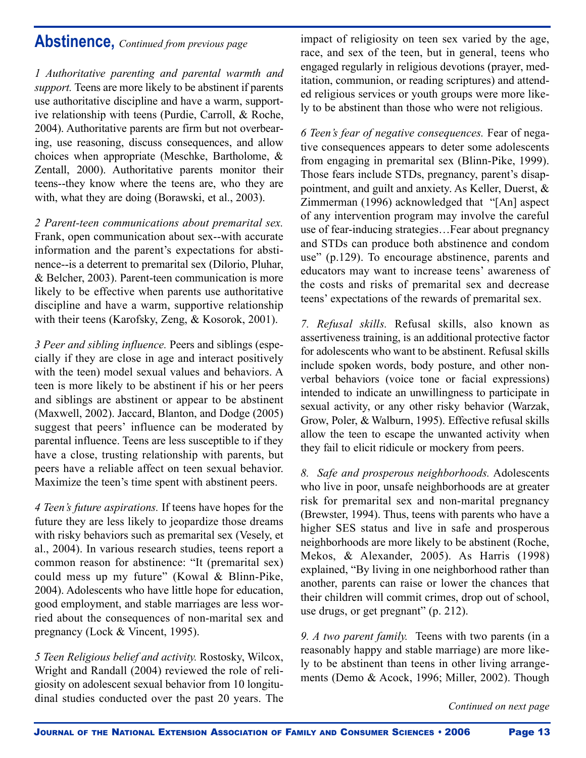## Abstinence, *Continued from previous page*

*1 Authoritative parenting and parental warmth and support.* Teens are more likely to be abstinent if parents use authoritative discipline and have a warm, supportive relationship with teens (Purdie, Carroll, & Roche, 2004). Authoritative parents are firm but not overbearing, use reasoning, discuss consequences, and allow choices when appropriate (Meschke, Bartholome, & Zentall, 2000). Authoritative parents monitor their teens--they know where the teens are, who they are with, what they are doing (Borawski, et al., 2003).

*2 Parent-teen communications about premarital sex.* Frank, open communication about sex--with accurate information and the parent's expectations for abstinence--is a deterrent to premarital sex (Dilorio, Pluhar, & Belcher, 2003). Parent-teen communication is more likely to be effective when parents use authoritative discipline and have a warm, supportive relationship with their teens (Karofsky, Zeng, & Kosorok, 2001).

*3 Peer and sibling influence.* Peers and siblings (especially if they are close in age and interact positively with the teen) model sexual values and behaviors. A teen is more likely to be abstinent if his or her peers and siblings are abstinent or appear to be abstinent (Maxwell, 2002). Jaccard, Blanton, and Dodge (2005) suggest that peers' influence can be moderated by parental influence. Teens are less susceptible to if they have a close, trusting relationship with parents, but peers have a reliable affect on teen sexual behavior. Maximize the teen's time spent with abstinent peers.

*4 Teen's future aspirations.* If teens have hopes for the future they are less likely to jeopardize those dreams with risky behaviors such as premarital sex (Vesely, et al., 2004). In various research studies, teens report a common reason for abstinence: "It (premarital sex) could mess up my future" (Kowal & Blinn-Pike, 2004). Adolescents who have little hope for education, good employment, and stable marriages are less worried about the consequences of non-marital sex and pregnancy (Lock & Vincent, 1995).

*5 Teen Religious belief and activity.* Rostosky, Wilcox, Wright and Randall (2004) reviewed the role of religiosity on adolescent sexual behavior from 10 longitudinal studies conducted over the past 20 years. The impact of religiosity on teen sex varied by the age, race, and sex of the teen, but in general, teens who engaged regularly in religious devotions (prayer, meditation, communion, or reading scriptures) and attended religious services or youth groups were more likely to be abstinent than those who were not religious.

*6 Teen's fear of negative consequences.* Fear of negative consequences appears to deter some adolescents from engaging in premarital sex (Blinn-Pike, 1999). Those fears include STDs, pregnancy, parent's disappointment, and guilt and anxiety. As Keller, Duerst, & Zimmerman (1996) acknowledged that "[An] aspect of any intervention program may involve the careful use of fear-inducing strategies…Fear about pregnancy and STDs can produce both abstinence and condom use" (p.129). To encourage abstinence, parents and educators may want to increase teens' awareness of the costs and risks of premarital sex and decrease teens' expectations of the rewards of premarital sex.

*7. Refusal skills.* Refusal skills, also known as assertiveness training, is an additional protective factor for adolescents who want to be abstinent. Refusal skills include spoken words, body posture, and other nonverbal behaviors (voice tone or facial expressions) intended to indicate an unwillingness to participate in sexual activity, or any other risky behavior (Warzak, Grow, Poler, & Walburn, 1995). Effective refusal skills allow the teen to escape the unwanted activity when they fail to elicit ridicule or mockery from peers.

*8. Safe and prosperous neighborhoods.* Adolescents who live in poor, unsafe neighborhoods are at greater risk for premarital sex and non-marital pregnancy (Brewster, 1994). Thus, teens with parents who have a higher SES status and live in safe and prosperous neighborhoods are more likely to be abstinent (Roche, Mekos, & Alexander, 2005). As Harris (1998) explained, "By living in one neighborhood rather than another, parents can raise or lower the chances that their children will commit crimes, drop out of school, use drugs, or get pregnant" (p. 212).

*9. A two parent family.* Teens with two parents (in a reasonably happy and stable marriage) are more likely to be abstinent than teens in other living arrangements (Demo & Acock, 1996; Miller, 2002). Though

*Continued on next page*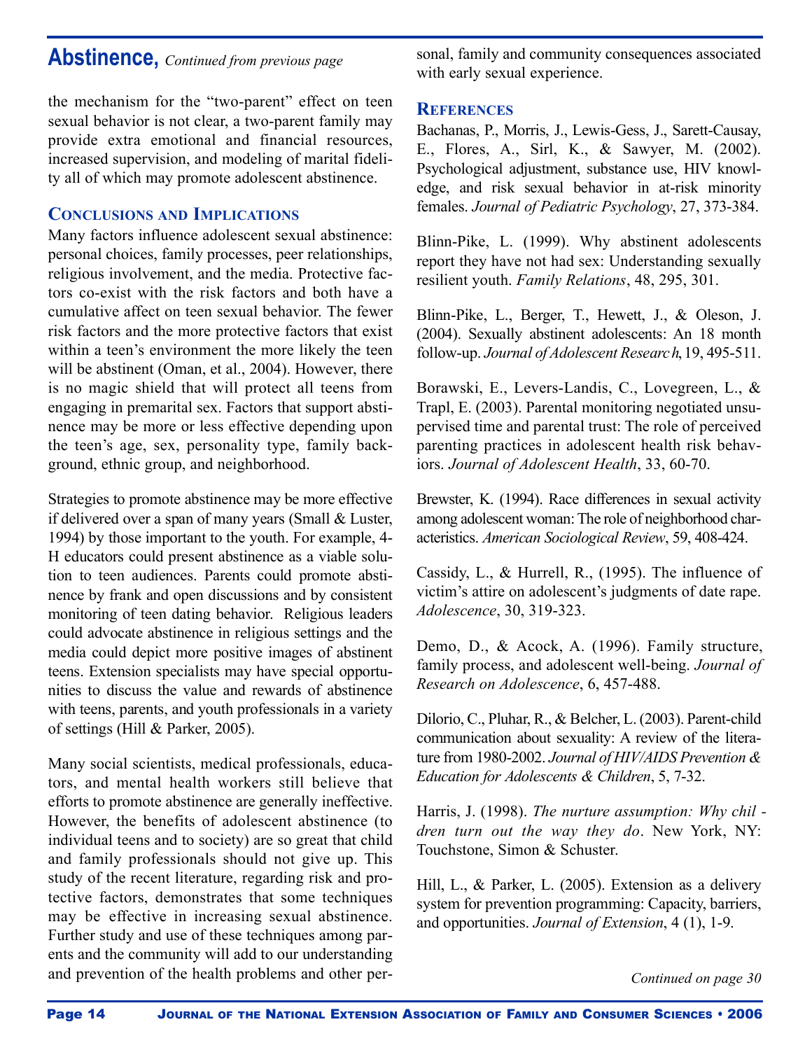## Abstinence, *Continued from previous page*

the mechanism for the "two-parent" effect on teen sexual behavior is not clear, a two-parent family may provide extra emotional and financial resources, increased supervision, and modeling of marital fidelity all of which may promote adolescent abstinence.

### Conclusions and Implications

Many factors influence adolescent sexual abstinence: personal choices, family processes, peer relationships, religious involvement, and the media. Protective factors co-exist with the risk factors and both have a cumulative affect on teen sexual behavior. The fewer risk factors and the more protective factors that exist within a teen's environment the more likely the teen will be abstinent (Oman, et al., 2004). However, there is no magic shield that will protect all teens from engaging in premarital sex. Factors that support abstinence may be more or less effective depending upon the teen's age, sex, personality type, family background, ethnic group, and neighborhood.

Strategies to promote abstinence may be more effective if delivered over a span of many years (Small & Luster, 1994) by those important to the youth. For example, 4-H educators could present abstinence as a viable solution to teen audiences. Parents could promote abstinence by frank and open discussions and by consistent monitoring of teen dating behavior. Religious leaders could advocate abstinence in religious settings and the media could depict more positive images of abstinent teens. Extension specialists may have special opportunities to discuss the value and rewards of abstinence with teens, parents, and youth professionals in a variety of settings (Hill & Parker, 2005).

Many social scientists, medical professionals, educators, and mental health workers still believe that efforts to promote abstinence are generally ineffective. However, the benefits of adolescent abstinence (to individual teens and to society) are so great that child and family professionals should not give up. This study of the recent literature, regarding risk and protective factors, demonstrates that some techniques may be effective in increasing sexual abstinence. Further study and use of these techniques among parents and the community will add to our understanding and prevention of the health problems and other personal, family and community consequences associated with early sexual experience.

### References

Bachanas, P., Morris, J., Lewis-Gess, J., Sarett-Causay, E., Flores, A., Sirl, K., & Sawyer, M. (2002). Psychological adjustment, substance use, HIV knowledge, and risk sexual behavior in at-risk minority females. *Journal of Pediatric Psychology*, 27, 373-384.

Blinn-Pike, L. (1999). Why abstinent adolescents report they have not had sex: Understanding sexually resilient youth. *Family Relations*, 48, 295, 301.

Blinn-Pike, L., Berger, T., Hewett, J., & Oleson, J. (2004). Sexually abstinent adolescents: An 18 month follow-up. *Journal of Adolescent Research*, 19, 495-511.

Borawski, E., Levers-Landis, C., Lovegreen, L., & Trapl, E. (2003). Parental monitoring negotiated unsupervised time and parental trust: The role of perceived parenting practices in adolescent health risk behaviors. *Journal of Adolescent Health*, 33, 60-70.

Brewster, K. (1994). Race differences in sexual activity among adolescent woman: The role of neighborhood characteristics. *American Sociological Review*, 59, 408-424.

Cassidy, L., & Hurrell, R., (1995). The influence of victim's attire on adolescent's judgments of date rape. *Adolescence*, 30, 319-323.

Demo, D., & Acock, A. (1996). Family structure, family process, and adolescent well-being. *Journal of Research on Adolescence*, 6, 457-488.

Dilorio, C., Pluhar, R., & Belcher, L. (2003). Parent-child communication about sexuality: A review of the literature from 1980-2002. *Journal of HIV/AIDS Prevention & Education for Adolescents & Children*, 5, 7-32.

Harris, J. (1998). *The nurture assumption: Why children turn out the way they do*. New York, NY: Touchstone, Simon & Schuster.

Hill, L., & Parker, L. (2005). Extension as a delivery system for prevention programming: Capacity, barriers, and opportunities. *Journal of Extension*, 4 (1), 1-9.

*Continued on page 30*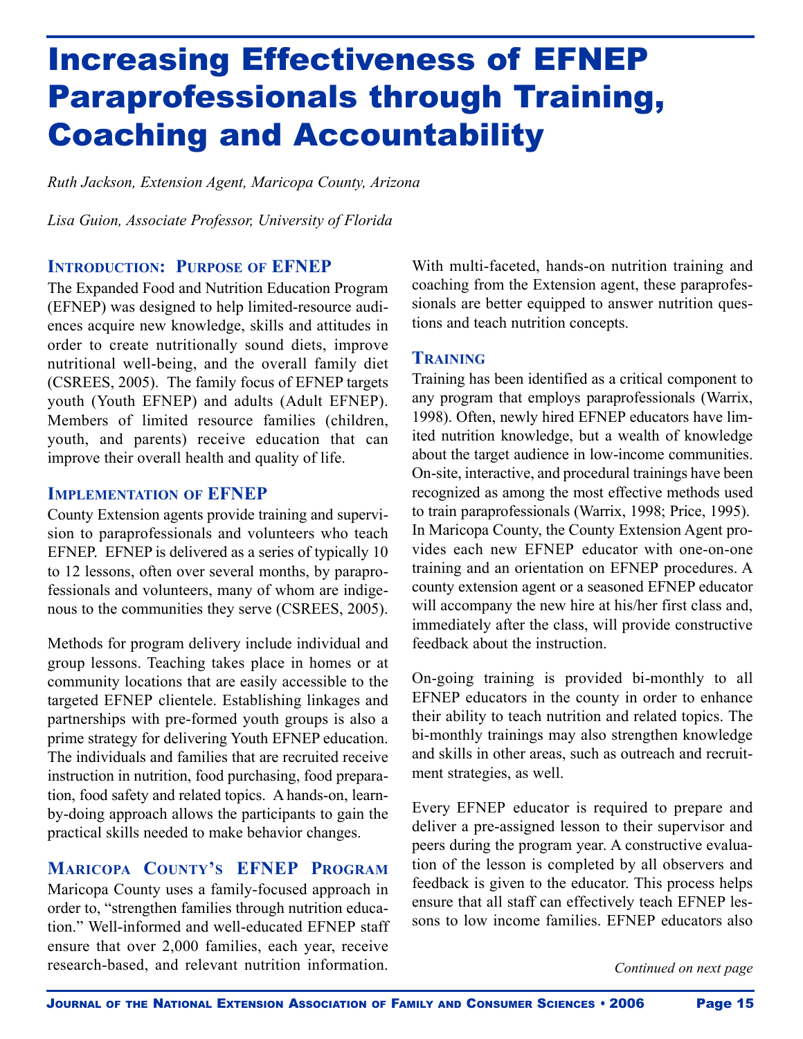# Increasing Effectiveness of EFNEP Paraprofessionals through Training, Coaching and Accountability

*Ruth Jackson, Extension Agent, Maricopa County, Arizona*

*Lisa Guion, Associate Professor, University of Florida*

## Introduction: Purpose of EFNEP

The Expanded Food and Nutrition Education Program (EFNEP) was designed to help limited-resource audiences acquire new knowledge, skills and attitudes in order to create nutritionally sound diets, improve nutritional well-being, and the overall family diet (CSREES, 2005). The family focus of EFNEP targets youth (Youth EFNEP) and adults (Adult EFNEP). Members of limited resource families (children, youth, and parents) receive education that can improve their overall health and quality of life.

## Implementation of EFNEP

County Extension agents provide training and supervision to paraprofessionals and volunteers who teach EFNEP. EFNEP is delivered as a series of typically 10 to 12 lessons, often over several months, by paraprofessionals and volunteers, many of whom are indigenous to the communities they serve (CSREES, 2005).

Methods for program delivery include individual and group lessons. Teaching takes place in homes or at community locations that are easily accessible to the targeted EFNEP clientele. Establishing linkages and partnerships with pre-formed youth groups is also a prime strategy for delivering Youth EFNEP education. The individuals and families that are recruited receive instruction in nutrition, food purchasing, food preparation, food safety and related topics. A hands-on, learn-by-doing approach allows the participants to gain the practical skills needed to make behavior changes.

## Maricopa County's EFNEP Program

Maricopa County uses a family-focused approach in order to, "strengthen families through nutrition education." Well-informed and well-educated EFNEP staff ensure that over 2,000 families, each year, receive research-based, and relevant nutrition information. With multi-faceted, hands-on nutrition training and coaching from the Extension agent, these paraprofessionals are better equipped to answer nutrition questions and teach nutrition concepts.

## Training

Training has been identified as a critical component to any program that employs paraprofessionals (Warrix, 1998). Often, newly hired EFNEP educators have limited nutrition knowledge, but a wealth of knowledge about the target audience in low-income communities. On-site, interactive, and procedural trainings have been recognized as among the most effective methods used to train paraprofessionals (Warrix, 1998; Price, 1995). In Maricopa County, the County Extension Agent provides each new EFNEP educator with one-on-one training and an orientation on EFNEP procedures. A county extension agent or a seasoned EFNEP educator will accompany the new hire at his/her first class and, immediately after the class, will provide constructive feedback about the instruction.

On-going training is provided bi-monthly to all EFNEP educators in the county in order to enhance their ability to teach nutrition and related topics. The bi-monthly trainings may also strengthen knowledge and skills in other areas, such as outreach and recruitment strategies, as well.

Every EFNEP educator is required to prepare and deliver a pre-assigned lesson to their supervisor and peers during the program year. A constructive evaluation of the lesson is completed by all observers and feedback is given to the educator. This process helps ensure that all staff can effectively teach EFNEP lessons to low income families. EFNEP educators also

*Continued on next page*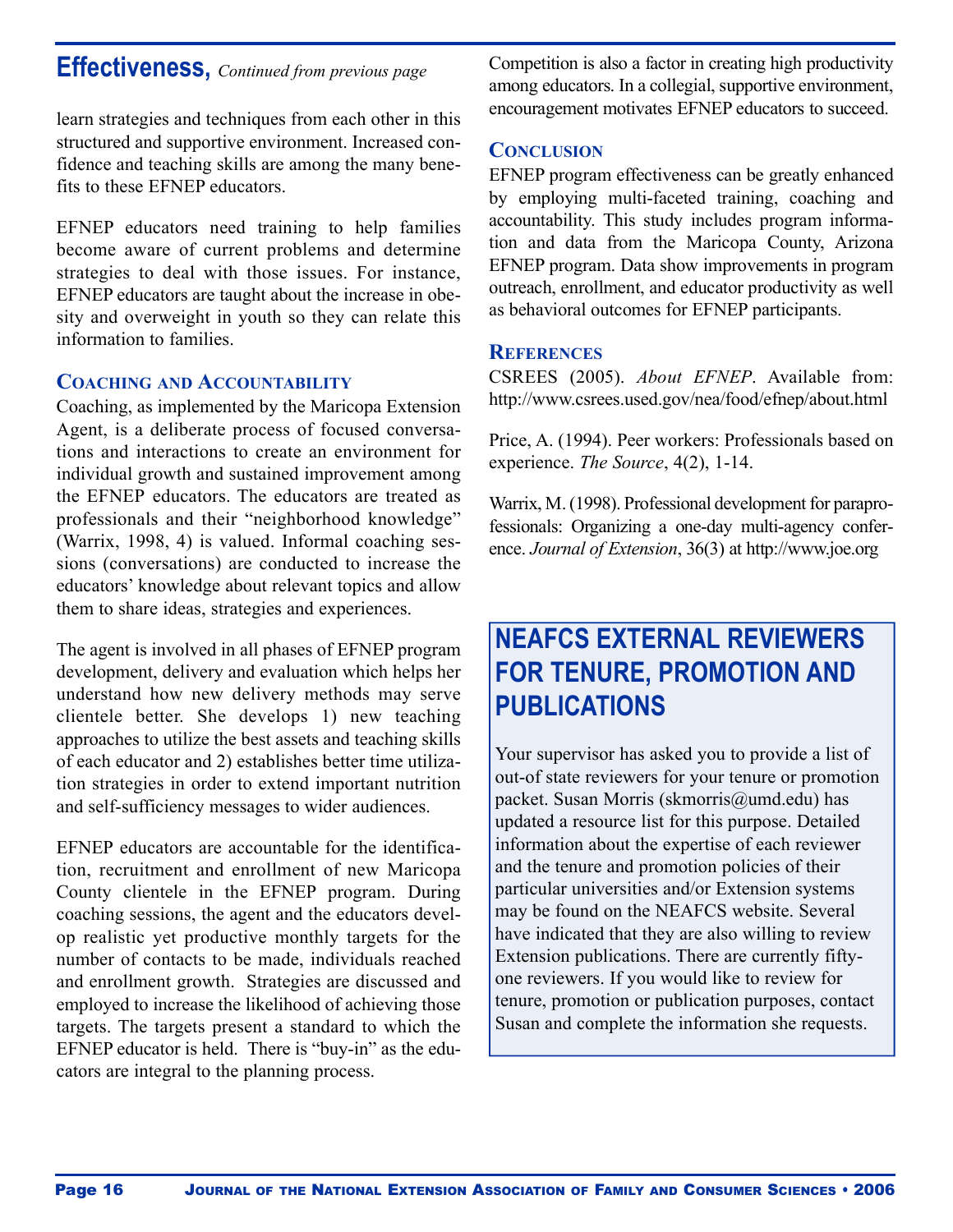## Effectiveness, *Continued from previous page*

learn strategies and techniques from each other in this structured and supportive environment. Increased confidence and teaching skills are among the many benefits to these EFNEP educators.

EFNEP educators need training to help families become aware of current problems and determine strategies to deal with those issues. For instance, EFNEP educators are taught about the increase in obesity and overweight in youth so they can relate this information to families.

### Coaching and Accountability

Coaching, as implemented by the Maricopa Extension Agent, is a deliberate process of focused conversations and interactions to create an environment for individual growth and sustained improvement among the EFNEP educators. The educators are treated as professionals and their "neighborhood knowledge" (Warrix, 1998, 4) is valued. Informal coaching sessions (conversations) are conducted to increase the educators' knowledge about relevant topics and allow them to share ideas, strategies and experiences.

The agent is involved in all phases of EFNEP program development, delivery and evaluation which helps her understand how new delivery methods may serve clientele better. She develops 1) new teaching approaches to utilize the best assets and teaching skills of each educator and 2) establishes better time utilization strategies in order to extend important nutrition and self-sufficiency messages to wider audiences.

EFNEP educators are accountable for the identification, recruitment and enrollment of new Maricopa County clientele in the EFNEP program. During coaching sessions, the agent and the educators develop realistic yet productive monthly targets for the number of contacts to be made, individuals reached and enrollment growth. Strategies are discussed and employed to increase the likelihood of achieving those targets. The targets present a standard to which the EFNEP educator is held. There is "buy-in" as the educators are integral to the planning process.

Competition is also a factor in creating high productivity among educators. In a collegial, supportive environment, encouragement motivates EFNEP educators to succeed.

### Conclusion

EFNEP program effectiveness can be greatly enhanced by employing multi-faceted training, coaching and accountability. This study includes program information and data from the Maricopa County, Arizona EFNEP program. Data show improvements in program outreach, enrollment, and educator productivity as well as behavioral outcomes for EFNEP participants.

### References

CSREES (2005). *About EFNEP*. Available from: http://www.csrees.used.gov/nea/food/efnep/about.html

Price, A. (1994). Peer workers: Professionals based on experience. *The Source*, 4(2), 1-14.

Warrix, M. (1998). Professional development for paraprofessionals: Organizing a one-day multi-agency conference. *Journal of Extension*, 36(3) at http://www.joe.org

## NEAFCS External Reviewers for Tenure, Promotion and Publications

Your supervisor has asked you to provide a list of out-of state reviewers for your tenure or promotion packet. Susan Morris (skmorris@umd.edu) has updated a resource list for this purpose. Detailed information about the expertise of each reviewer and the tenure and promotion policies of their particular universities and/or Extension systems may be found on the NEAFCS website. Several have indicated that they are also willing to review Extension publications. There are currently fifty-one reviewers. If you would like to review for tenure, promotion or publication purposes, contact Susan and complete the information she requests.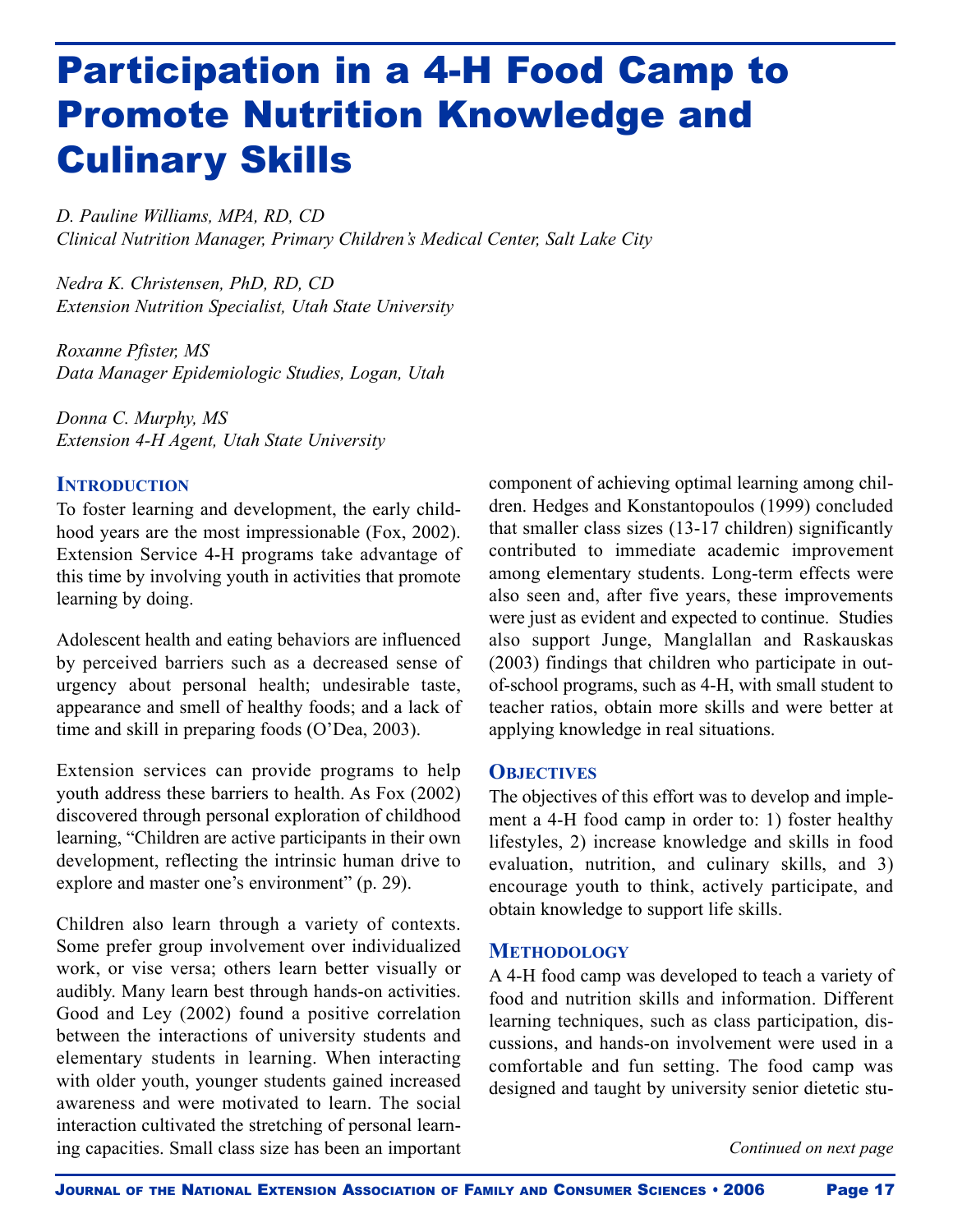# Participation in a 4-H Food Camp to Promote Nutrition Knowledge and Culinary Skills

*D. Pauline Williams, MPA, RD, CD*
*Clinical Nutrition Manager, Primary Children's Medical Center, Salt Lake City*

*Nedra K. Christensen, PhD, RD, CD*
*Extension Nutrition Specialist, Utah State University*

*Roxanne Pfister, MS*
*Data Manager Epidemiologic Studies, Logan, Utah*

*Donna C. Murphy, MS*
*Extension 4-H Agent, Utah State University*

## Introduction

To foster learning and development, the early childhood years are the most impressionable (Fox, 2002). Extension Service 4-H programs take advantage of this time by involving youth in activities that promote learning by doing.

Adolescent health and eating behaviors are influenced by perceived barriers such as a decreased sense of urgency about personal health; undesirable taste, appearance and smell of healthy foods; and a lack of time and skill in preparing foods (O'Dea, 2003).

Extension services can provide programs to help youth address these barriers to health. As Fox (2002) discovered through personal exploration of childhood learning, "Children are active participants in their own development, reflecting the intrinsic human drive to explore and master one's environment" (p. 29).

Children also learn through a variety of contexts. Some prefer group involvement over individualized work, or vise versa; others learn better visually or audibly. Many learn best through hands-on activities. Good and Ley (2002) found a positive correlation between the interactions of university students and elementary students in learning. When interacting with older youth, younger students gained increased awareness and were motivated to learn. The social interaction cultivated the stretching of personal learning capacities. Small class size has been an important component of achieving optimal learning among children. Hedges and Konstantopoulos (1999) concluded that smaller class sizes (13-17 children) significantly contributed to immediate academic improvement among elementary students. Long-term effects were also seen and, after five years, these improvements were just as evident and expected to continue. Studies also support Junge, Manglallan and Raskauskas (2003) findings that children who participate in out-of-school programs, such as 4-H, with small student to teacher ratios, obtain more skills and were better at applying knowledge in real situations.

## Objectives

The objectives of this effort was to develop and implement a 4-H food camp in order to: 1) foster healthy lifestyles, 2) increase knowledge and skills in food evaluation, nutrition, and culinary skills, and 3) encourage youth to think, actively participate, and obtain knowledge to support life skills.

## Methodology

A 4-H food camp was developed to teach a variety of food and nutrition skills and information. Different learning techniques, such as class participation, discussions, and hands-on involvement were used in a comfortable and fun setting. The food camp was designed and taught by university senior dietetic stu-

*Continued on next page*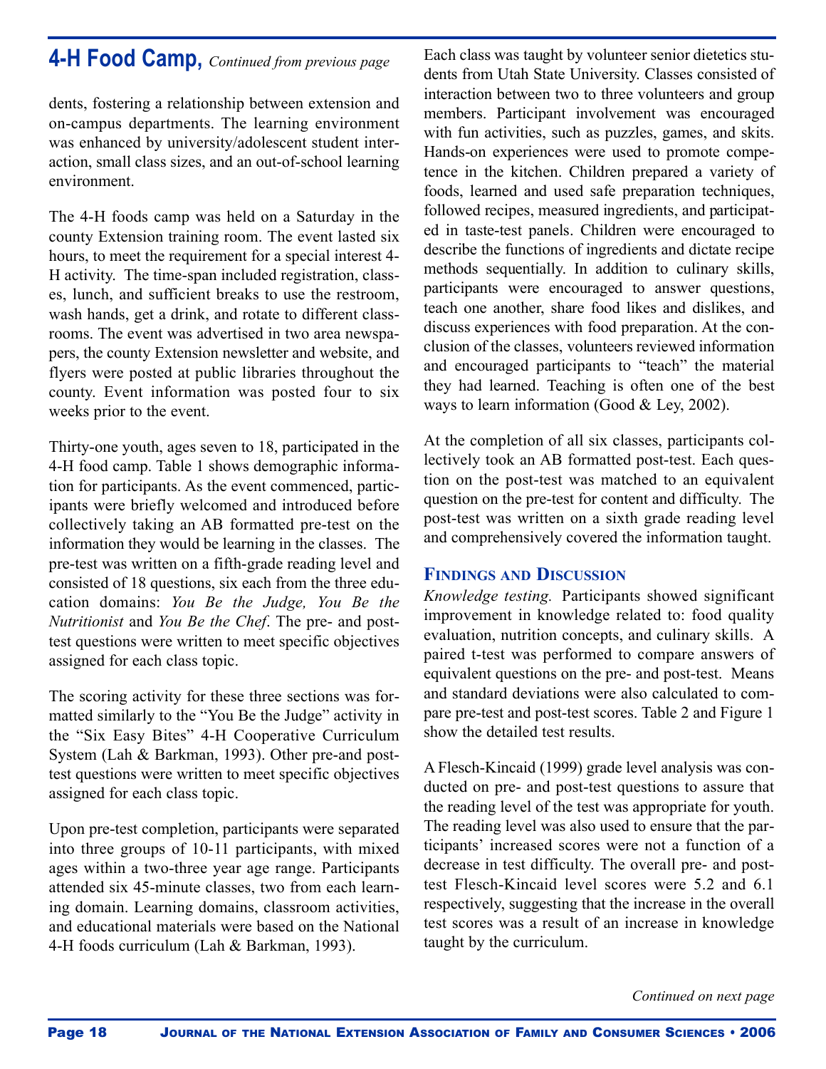## 4-H Food Camp, *Continued from previous page*

dents, fostering a relationship between extension and on-campus departments. The learning environment was enhanced by university/adolescent student interaction, small class sizes, and an out-of-school learning environment.

The 4-H foods camp was held on a Saturday in the county Extension training room. The event lasted six hours, to meet the requirement for a special interest 4-H activity. The time-span included registration, classes, lunch, and sufficient breaks to use the restroom, wash hands, get a drink, and rotate to different classrooms. The event was advertised in two area newspapers, the county Extension newsletter and website, and flyers were posted at public libraries throughout the county. Event information was posted four to six weeks prior to the event.

Thirty-one youth, ages seven to 18, participated in the 4-H food camp. Table 1 shows demographic information for participants. As the event commenced, participants were briefly welcomed and introduced before collectively taking an AB formatted pre-test on the information they would be learning in the classes. The pre-test was written on a fifth-grade reading level and consisted of 18 questions, six each from the three education domains: *You Be the Judge, You Be the Nutritionist* and *You Be the Chef*. The pre- and post-test questions were written to meet specific objectives assigned for each class topic.

The scoring activity for these three sections was formatted similarly to the "You Be the Judge" activity in the "Six Easy Bites" 4-H Cooperative Curriculum System (Lah & Barkman, 1993). Other pre-and post-test questions were written to meet specific objectives assigned for each class topic.

Upon pre-test completion, participants were separated into three groups of 10-11 participants, with mixed ages within a two-three year age range. Participants attended six 45-minute classes, two from each learning domain. Learning domains, classroom activities, and educational materials were based on the National 4-H foods curriculum (Lah & Barkman, 1993).

Each class was taught by volunteer senior dietetics students from Utah State University. Classes consisted of interaction between two to three volunteers and group members. Participant involvement was encouraged with fun activities, such as puzzles, games, and skits. Hands-on experiences were used to promote competence in the kitchen. Children prepared a variety of foods, learned and used safe preparation techniques, followed recipes, measured ingredients, and participated in taste-test panels. Children were encouraged to describe the functions of ingredients and dictate recipe methods sequentially. In addition to culinary skills, participants were encouraged to answer questions, teach one another, share food likes and dislikes, and discuss experiences with food preparation. At the conclusion of the classes, volunteers reviewed information and encouraged participants to "teach" the material they had learned. Teaching is often one of the best ways to learn information (Good & Ley, 2002).

At the completion of all six classes, participants collectively took an AB formatted post-test. Each question on the post-test was matched to an equivalent question on the pre-test for content and difficulty. The post-test was written on a sixth grade reading level and comprehensively covered the information taught.

### Findings and Discussion

*Knowledge testing.* Participants showed significant improvement in knowledge related to: food quality evaluation, nutrition concepts, and culinary skills. A paired t-test was performed to compare answers of equivalent questions on the pre- and post-test. Means and standard deviations were also calculated to compare pre-test and post-test scores. Table 2 and Figure 1 show the detailed test results.

A Flesch-Kincaid (1999) grade level analysis was conducted on pre- and post-test questions to assure that the reading level of the test was appropriate for youth. The reading level was also used to ensure that the participants' increased scores were not a function of a decrease in test difficulty. The overall pre- and post-test Flesch-Kincaid level scores were 5.2 and 6.1 respectively, suggesting that the increase in the overall test scores was a result of an increase in knowledge taught by the curriculum.

*Continued on next page*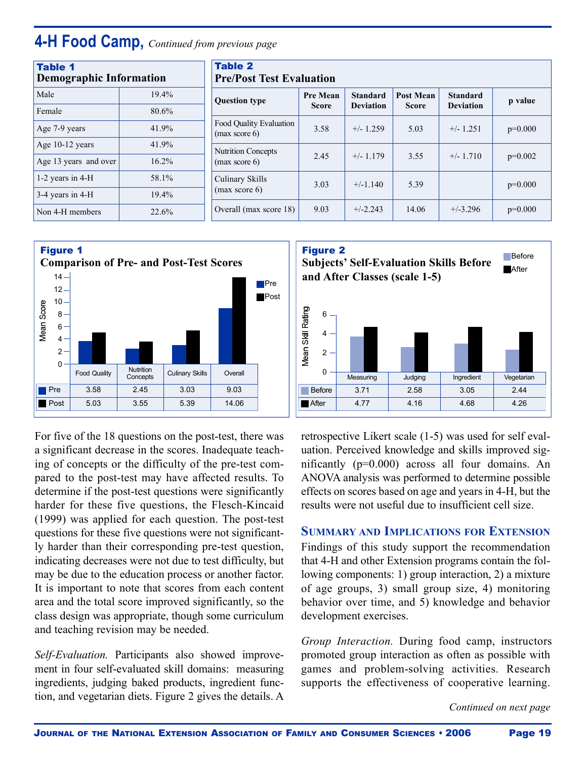## 4-H Food Camp, *Continued from previous page*

**Table 1**
**Demographic Information**

| | |
|---|---|
| Male | 19.4% |
| Female | 80.6% |
| Age 7-9 years | 41.9% |
| Age 10-12 years | 41.9% |
| Age 13 years and over | 16.2% |
| 1-2 years in 4-H | 58.1% |
| 3-4 years in 4-H | 19.4% |
| Non 4-H members | 22.6% |

**Table 2**
**Pre/Post Test Evaluation**

| Question type | Pre Mean Score | Standard Deviation | Post Mean Score | Standard Deviation | p value |
|---|---|---|---|---|---|
| Food Quality Evaluation (max score 6) | 3.58 | +/- 1.259 | 5.03 | +/- 1.251 | p=0.000 |
| Nutrition Concepts (max score 6) | 2.45 | +/- 1.179 | 3.55 | +/- 1.710 | p=0.002 |
| Culinary Skills (max score 6) | 3.03 | +/-1.140 | 5.39 | | p=0.000 |
| Overall (max score 18) | 9.03 | +/-2.243 | 14.06 | +/-3.296 | p=0.000 |

**Figure 1**
**Comparison of Pre- and Post-Test Scores**

| | Food Quality | Nutrition Concepts | Culinary Skills | Overall |
|---|---|---|---|---|
| Pre | 3.58 | 2.45 | 3.03 | 9.03 |
| Post | 5.03 | 3.55 | 5.39 | 14.06 |

**Figure 2**
**Subjects' Self-Evaluation Skills Before and After Classes (scale 1-5)**

| | Measuring | Judging | Ingredient | Vegetarian |
|---|---|---|---|---|
| Before | 3.71 | 2.58 | 3.05 | 2.44 |
| After | 4.77 | 4.16 | 4.68 | 4.26 |

For five of the 18 questions on the post-test, there was a significant decrease in the scores. Inadequate teaching of concepts or the difficulty of the pre-test compared to the post-test may have affected results. To determine if the post-test questions were significantly harder for these five questions, the Flesch-Kincaid (1999) was applied for each question. The post-test questions for these five questions were not significantly harder than their corresponding pre-test question, indicating decreases were not due to test difficulty, but may be due to the education process or another factor. It is important to note that scores from each content area and the total score improved significantly, so the class design was appropriate, though some curriculum and teaching revision may be needed.

*Self-Evaluation.* Participants also showed improvement in four self-evaluated skill domains: measuring ingredients, judging baked products, ingredient function, and vegetarian diets. Figure 2 gives the details. A retrospective Likert scale (1-5) was used for self evaluation. Perceived knowledge and skills improved significantly (p=0.000) across all four domains. An ANOVA analysis was performed to determine possible effects on scores based on age and years in 4-H, but the results were not useful due to insufficient cell size.

### Summary and Implications for Extension

Findings of this study support the recommendation that 4-H and other Extension programs contain the following components: 1) group interaction, 2) a mixture of age groups, 3) small group size, 4) monitoring behavior over time, and 5) knowledge and behavior development exercises.

*Group Interaction.* During food camp, instructors promoted group interaction as often as possible with games and problem-solving activities. Research supports the effectiveness of cooperative learning.

*Continued on next page*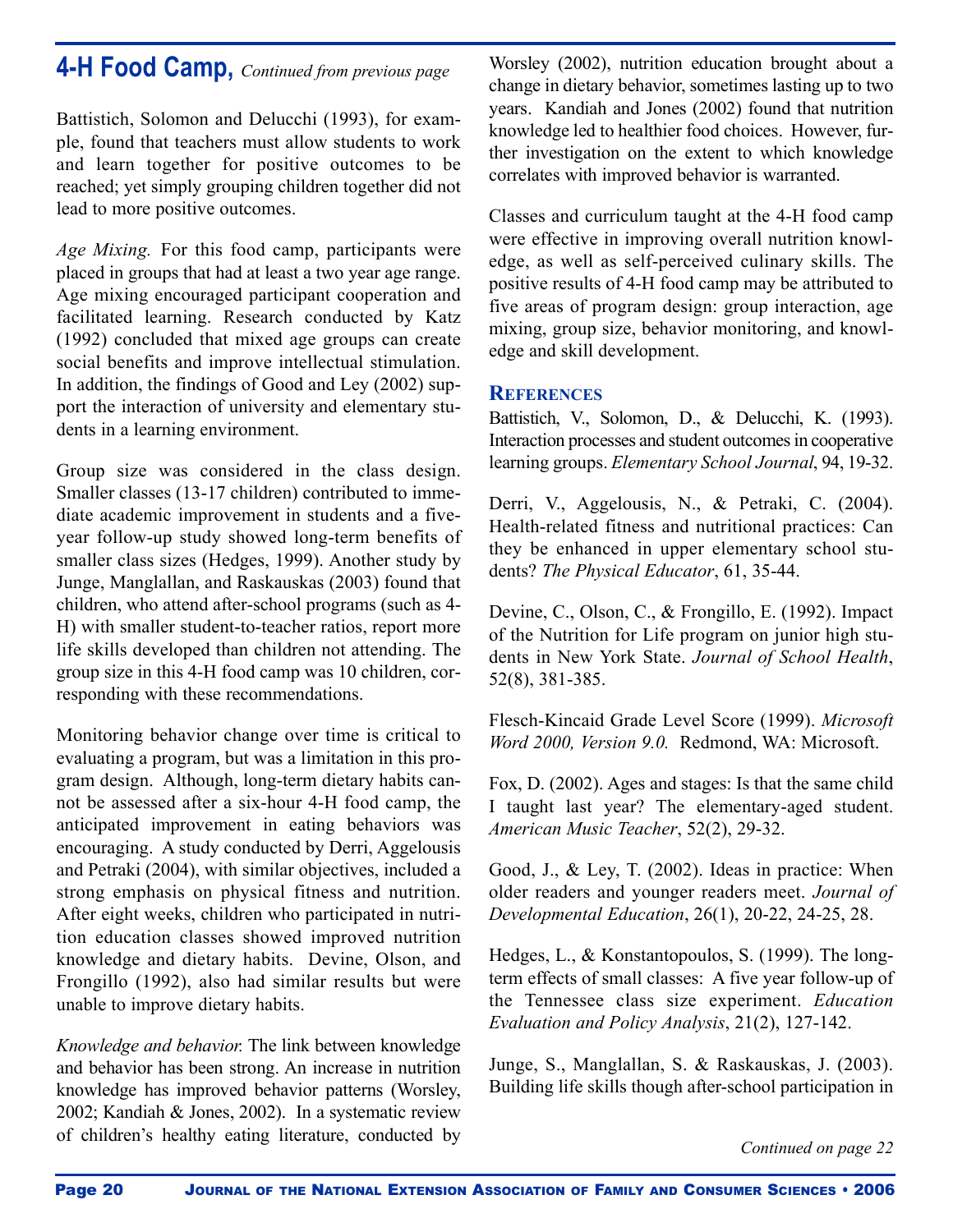## 4-H Food Camp, *Continued from previous page*

Battistich, Solomon and Delucchi (1993), for example, found that teachers must allow students to work and learn together for positive outcomes to be reached; yet simply grouping children together did not lead to more positive outcomes.

*Age Mixing.* For this food camp, participants were placed in groups that had at least a two year age range. Age mixing encouraged participant cooperation and facilitated learning. Research conducted by Katz (1992) concluded that mixed age groups can create social benefits and improve intellectual stimulation. In addition, the findings of Good and Ley (2002) support the interaction of university and elementary students in a learning environment.

Group size was considered in the class design. Smaller classes (13-17 children) contributed to immediate academic improvement in students and a five-year follow-up study showed long-term benefits of smaller class sizes (Hedges, 1999). Another study by Junge, Manglallan, and Raskauskas (2003) found that children, who attend after-school programs (such as 4-H) with smaller student-to-teacher ratios, report more life skills developed than children not attending. The group size in this 4-H food camp was 10 children, corresponding with these recommendations.

Monitoring behavior change over time is critical to evaluating a program, but was a limitation in this program design. Although, long-term dietary habits cannot be assessed after a six-hour 4-H food camp, the anticipated improvement in eating behaviors was encouraging. A study conducted by Derri, Aggelousis and Petraki (2004), with similar objectives, included a strong emphasis on physical fitness and nutrition. After eight weeks, children who participated in nutrition education classes showed improved nutrition knowledge and dietary habits. Devine, Olson, and Frongillo (1992), also had similar results but were unable to improve dietary habits.

*Knowledge and behavior.* The link between knowledge and behavior has been strong. An increase in nutrition knowledge has improved behavior patterns (Worsley, 2002; Kandiah & Jones, 2002). In a systematic review of children's healthy eating literature, conducted by Worsley (2002), nutrition education brought about a change in dietary behavior, sometimes lasting up to two years. Kandiah and Jones (2002) found that nutrition knowledge led to healthier food choices. However, further investigation on the extent to which knowledge correlates with improved behavior is warranted.

Classes and curriculum taught at the 4-H food camp were effective in improving overall nutrition knowledge, as well as self-perceived culinary skills. The positive results of 4-H food camp may be attributed to five areas of program design: group interaction, age mixing, group size, behavior monitoring, and knowledge and skill development.

### References

Battistich, V., Solomon, D., & Delucchi, K. (1993). Interaction processes and student outcomes in cooperative learning groups. *Elementary School Journal*, 94, 19-32.

Derri, V., Aggelousis, N., & Petraki, C. (2004). Health-related fitness and nutritional practices: Can they be enhanced in upper elementary school students? *The Physical Educator*, 61, 35-44.

Devine, C., Olson, C., & Frongillo, E. (1992). Impact of the Nutrition for Life program on junior high students in New York State. *Journal of School Health*, 52(8), 381-385.

Flesch-Kincaid Grade Level Score (1999). *Microsoft Word 2000, Version 9.0.* Redmond, WA: Microsoft.

Fox, D. (2002). Ages and stages: Is that the same child I taught last year? The elementary-aged student. *American Music Teacher*, 52(2), 29-32.

Good, J., & Ley, T. (2002). Ideas in practice: When older readers and younger readers meet. *Journal of Developmental Education*, 26(1), 20-22, 24-25, 28.

Hedges, L., & Konstantopoulos, S. (1999). The long-term effects of small classes: A five year follow-up of the Tennessee class size experiment. *Education Evaluation and Policy Analysis*, 21(2), 127-142.

Junge, S., Manglallan, S. & Raskauskas, J. (2003). Building life skills though after-school participation in

*Continued on page 22*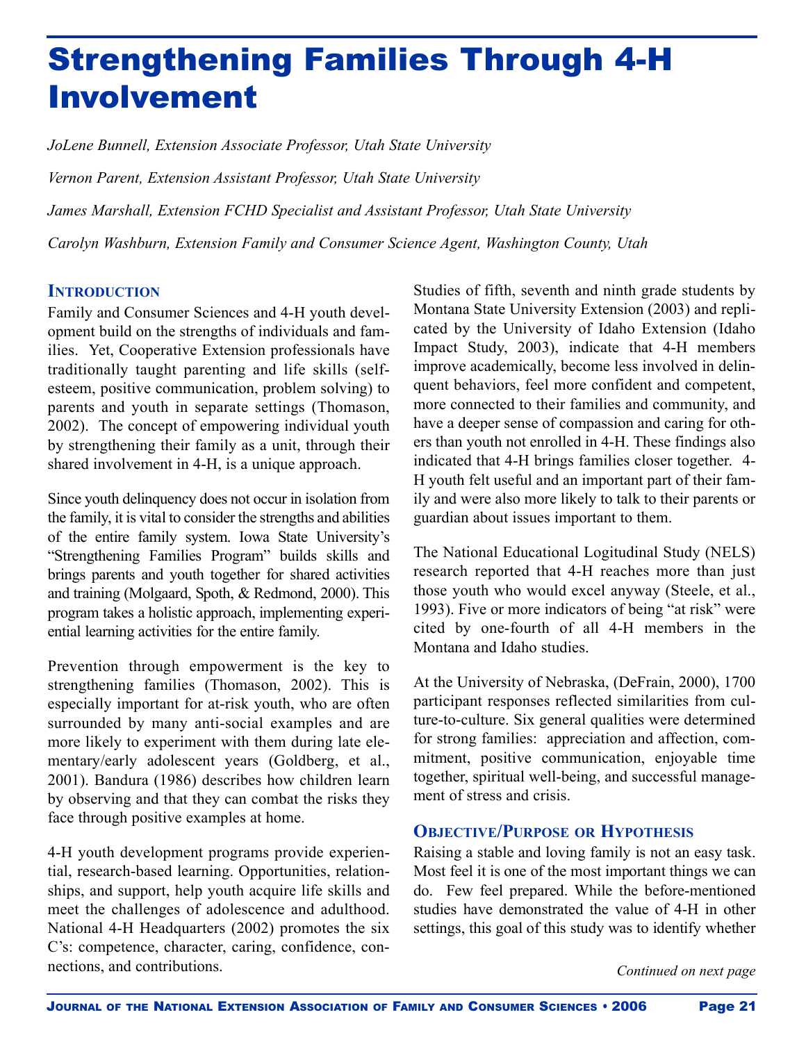# Strengthening Families Through 4-H Involvement

*JoLene Bunnell, Extension Associate Professor, Utah State University*

*Vernon Parent, Extension Assistant Professor, Utah State University*

*James Marshall, Extension FCHD Specialist and Assistant Professor, Utah State University*

*Carolyn Washburn, Extension Family and Consumer Science Agent, Washington County, Utah*

## Introduction

Family and Consumer Sciences and 4-H youth development build on the strengths of individuals and families. Yet, Cooperative Extension professionals have traditionally taught parenting and life skills (self-esteem, positive communication, problem solving) to parents and youth in separate settings (Thomason, 2002). The concept of empowering individual youth by strengthening their family as a unit, through their shared involvement in 4-H, is a unique approach.

Since youth delinquency does not occur in isolation from the family, it is vital to consider the strengths and abilities of the entire family system. Iowa State University's "Strengthening Families Program" builds skills and brings parents and youth together for shared activities and training (Molgaard, Spoth, & Redmond, 2000). This program takes a holistic approach, implementing experiential learning activities for the entire family.

Prevention through empowerment is the key to strengthening families (Thomason, 2002). This is especially important for at-risk youth, who are often surrounded by many anti-social examples and are more likely to experiment with them during late elementary/early adolescent years (Goldberg, et al., 2001). Bandura (1986) describes how children learn by observing and that they can combat the risks they face through positive examples at home.

4-H youth development programs provide experiential, research-based learning. Opportunities, relationships, and support, help youth acquire life skills and meet the challenges of adolescence and adulthood. National 4-H Headquarters (2002) promotes the six C's: competence, character, caring, confidence, connections, and contributions.

Studies of fifth, seventh and ninth grade students by Montana State University Extension (2003) and replicated by the University of Idaho Extension (Idaho Impact Study, 2003), indicate that 4-H members improve academically, become less involved in delinquent behaviors, feel more confident and competent, more connected to their families and community, and have a deeper sense of compassion and caring for others than youth not enrolled in 4-H. These findings also indicated that 4-H brings families closer together. 4-H youth felt useful and an important part of their family and were also more likely to talk to their parents or guardian about issues important to them.

The National Educational Logitudinal Study (NELS) research reported that 4-H reaches more than just those youth who would excel anyway (Steele, et al., 1993). Five or more indicators of being "at risk" were cited by one-fourth of all 4-H members in the Montana and Idaho studies.

At the University of Nebraska, (DeFrain, 2000), 1700 participant responses reflected similarities from culture-to-culture. Six general qualities were determined for strong families: appreciation and affection, commitment, positive communication, enjoyable time together, spiritual well-being, and successful management of stress and crisis.

## Objective/Purpose or Hypothesis

Raising a stable and loving family is not an easy task. Most feel it is one of the most important things we can do. Few feel prepared. While the before-mentioned studies have demonstrated the value of 4-H in other settings, this goal of this study was to identify whether

*Continued on next page*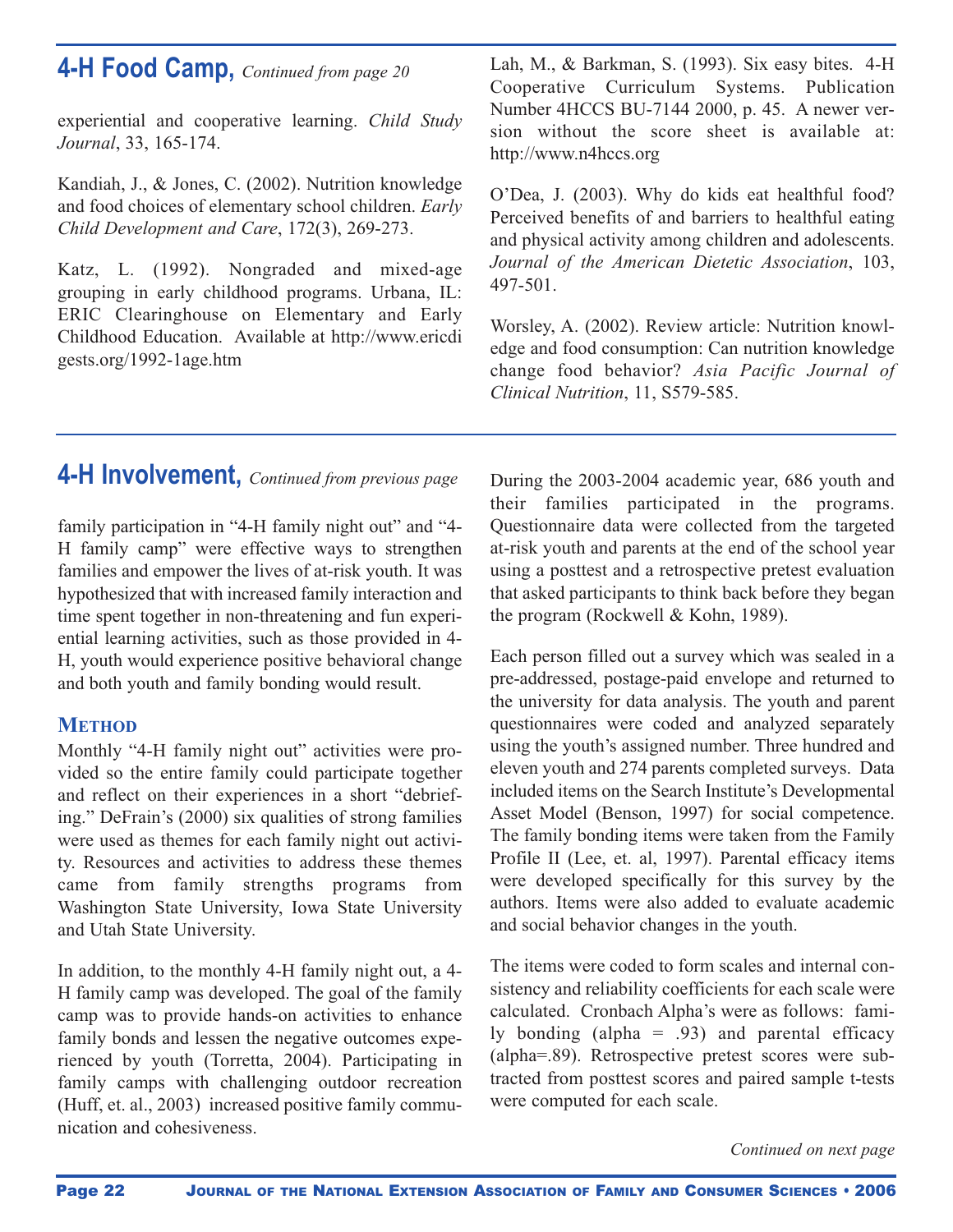## 4-H Food Camp, *Continued from page 20*

experiential and cooperative learning. *Child Study Journal*, 33, 165-174.

Kandiah, J., & Jones, C. (2002). Nutrition knowledge and food choices of elementary school children. *Early Child Development and Care*, 172(3), 269-273.

Katz, L. (1992). Nongraded and mixed-age grouping in early childhood programs. Urbana, IL: ERIC Clearinghouse on Elementary and Early Childhood Education. Available at http://www.ericdigests.org/1992-1age.htm

Lah, M., & Barkman, S. (1993). Six easy bites. 4-H Cooperative Curriculum Systems. Publication Number 4HCCS BU-7144 2000, p. 45. A newer version without the score sheet is available at: http://www.n4hccs.org

O'Dea, J. (2003). Why do kids eat healthful food? Perceived benefits of and barriers to healthful eating and physical activity among children and adolescents. *Journal of the American Dietetic Association*, 103, 497-501.

Worsley, A. (2002). Review article: Nutrition knowledge and food consumption: Can nutrition knowledge change food behavior? *Asia Pacific Journal of Clinical Nutrition*, 11, S579-585.

## 4-H Involvement, *Continued from previous page*

family participation in "4-H family night out" and "4-H family camp" were effective ways to strengthen families and empower the lives of at-risk youth. It was hypothesized that with increased family interaction and time spent together in non-threatening and fun experiential learning activities, such as those provided in 4-H, youth would experience positive behavioral change and both youth and family bonding would result.

### Method

Monthly "4-H family night out" activities were provided so the entire family could participate together and reflect on their experiences in a short "debriefing." DeFrain's (2000) six qualities of strong families were used as themes for each family night out activity. Resources and activities to address these themes came from family strengths programs from Washington State University, Iowa State University and Utah State University.

In addition, to the monthly 4-H family night out, a 4-H family camp was developed. The goal of the family camp was to provide hands-on activities to enhance family bonds and lessen the negative outcomes experienced by youth (Torretta, 2004). Participating in family camps with challenging outdoor recreation (Huff, et. al., 2003) increased positive family communication and cohesiveness.

During the 2003-2004 academic year, 686 youth and their families participated in the programs. Questionnaire data were collected from the targeted at-risk youth and parents at the end of the school year using a posttest and a retrospective pretest evaluation that asked participants to think back before they began the program (Rockwell & Kohn, 1989).

Each person filled out a survey which was sealed in a pre-addressed, postage-paid envelope and returned to the university for data analysis. The youth and parent questionnaires were coded and analyzed separately using the youth's assigned number. Three hundred and eleven youth and 274 parents completed surveys. Data included items on the Search Institute's Developmental Asset Model (Benson, 1997) for social competence. The family bonding items were taken from the Family Profile II (Lee, et. al, 1997). Parental efficacy items were developed specifically for this survey by the authors. Items were also added to evaluate academic and social behavior changes in the youth.

The items were coded to form scales and internal consistency and reliability coefficients for each scale were calculated. Cronbach Alpha's were as follows: family bonding (alpha = .93) and parental efficacy (alpha=.89). Retrospective pretest scores were subtracted from posttest scores and paired sample t-tests were computed for each scale.

*Continued on next page*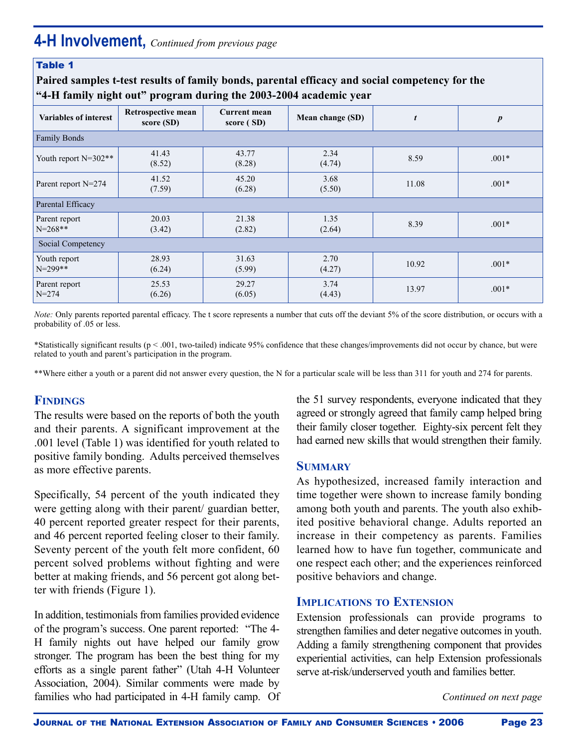## 4-H Involvement, *Continued from previous page*

**Table 1**

**Paired samples t-test results of family bonds, parental efficacy and social competency for the "4-H family night out" program during the 2003-2004 academic year**

| Variables of interest | Retrospective mean score (SD) | Current mean score ( SD) | Mean change (SD) | *t* | *p* |
|---|---|---|---|---|---|
| Family Bonds | | | | | |
| Youth report N=302** | 41.43 (8.52) | 43.77 (8.28) | 2.34 (4.74) | 8.59 | .001* |
| Parent report N=274 | 41.52 (7.59) | 45.20 (6.28) | 3.68 (5.50) | 11.08 | .001* |
| Parental Efficacy | | | | | |
| Parent report N=268** | 20.03 (3.42) | 21.38 (2.82) | 1.35 (2.64) | 8.39 | .001* |
| Social Competency | | | | | |
| Youth report N=299** | 28.93 (6.24) | 31.63 (5.99) | 2.70 (4.27) | 10.92 | .001* |
| Parent report N=274 | 25.53 (6.26) | 29.27 (6.05) | 3.74 (4.43) | 13.97 | .001* |

*Note:* Only parents reported parental efficacy. The t score represents a number that cuts off the deviant 5% of the score distribution, or occurs with a probability of .05 or less.

*Statistically significant results ($p < .001$, two-tailed) indicate 95% confidence that these changes/improvements did not occur by chance, but were related to youth and parent's participation in the program.

**Where either a youth or a parent did not answer every question, the N for a particular scale will be less than 311 for youth and 274 for parents.

### Findings

The results were based on the reports of both the youth and their parents. A significant improvement at the .001 level (Table 1) was identified for youth related to positive family bonding. Adults perceived themselves as more effective parents.

Specifically, 54 percent of the youth indicated they were getting along with their parent/ guardian better, 40 percent reported greater respect for their parents, and 46 percent reported feeling closer to their family. Seventy percent of the youth felt more confident, 60 percent solved problems without fighting and were better at making friends, and 56 percent got along better with friends (Figure 1).

In addition, testimonials from families provided evidence of the program's success. One parent reported: "The 4-H family nights out have helped our family grow stronger. The program has been the best thing for my efforts as a single parent father" (Utah 4-H Volunteer Association, 2004). Similar comments were made by families who had participated in 4-H family camp. Of the 51 survey respondents, everyone indicated that they agreed or strongly agreed that family camp helped bring their family closer together. Eighty-six percent felt they had earned new skills that would strengthen their family.

### Summary

As hypothesized, increased family interaction and time together were shown to increase family bonding among both youth and parents. The youth also exhibited positive behavioral change. Adults reported an increase in their competency as parents. Families learned how to have fun together, communicate and one respect each other; and the experiences reinforced positive behaviors and change.

### Implications to Extension

Extension professionals can provide programs to strengthen families and deter negative outcomes in youth. Adding a family strengthening component that provides experiential activities, can help Extension professionals serve at-risk/underserved youth and families better.

*Continued on next page*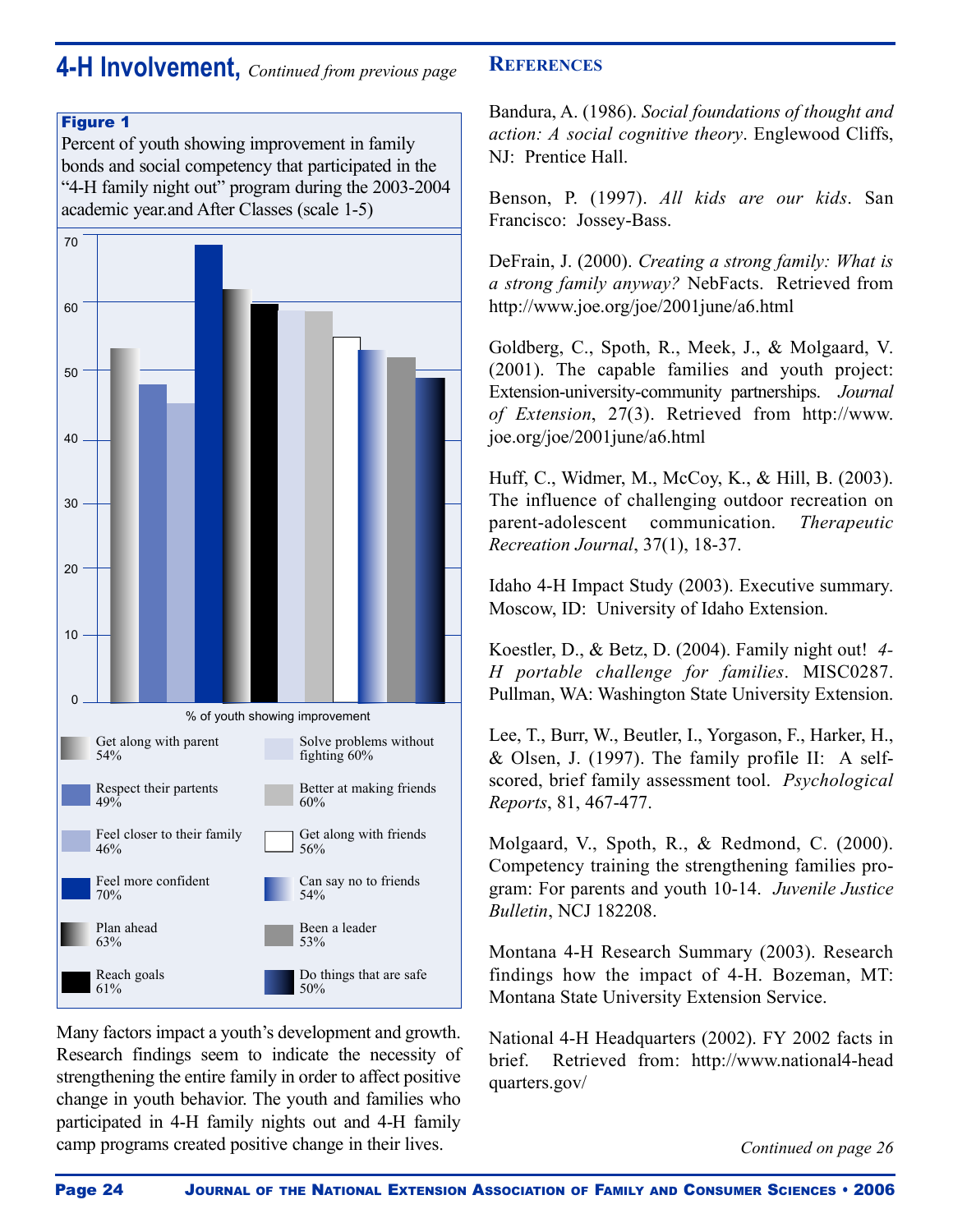## 4-H Involvement, *Continued from previous page*

**Figure 1**

Percent of youth showing improvement in family bonds and social competency that participated in the "4-H family night out" program during the 2003-2004 academic year.and After Classes (scale 1-5)

| % of youth showing improvement | |
|---|---|
| Get along with parent | 54% |
| Respect their partents | 49% |
| Feel closer to their family | 46% |
| Feel more confident | 70% |
| Plan ahead | 63% |
| Reach goals | 61% |
| Solve problems without fighting | 60% |
| Better at making friends | 60% |
| Get along with friends | 56% |
| Can say no to friends | 54% |
| Been a leader | 53% |
| Do things that are safe | 50% |

Many factors impact a youth's development and growth. Research findings seem to indicate the necessity of strengthening the entire family in order to affect positive change in youth behavior. The youth and families who participated in 4-H family nights out and 4-H family camp programs created positive change in their lives.

### References

Bandura, A. (1986). *Social foundations of thought and action: A social cognitive theory*. Englewood Cliffs, NJ: Prentice Hall.

Benson, P. (1997). *All kids are our kids*. San Francisco: Jossey-Bass.

DeFrain, J. (2000). *Creating a strong family: What is a strong family anyway?* NebFacts. Retrieved from http://www.joe.org/joe/2001june/a6.html

Goldberg, C., Spoth, R., Meek, J., & Molgaard, V. (2001). The capable families and youth project: Extension-university-community partnerships. *Journal of Extension*, 27(3). Retrieved from http://www.joe.org/joe/2001june/a6.html

Huff, C., Widmer, M., McCoy, K., & Hill, B. (2003). The influence of challenging outdoor recreation on parent-adolescent communication. *Therapeutic Recreation Journal*, 37(1), 18-37.

Idaho 4-H Impact Study (2003). Executive summary. Moscow, ID: University of Idaho Extension.

Koestler, D., & Betz, D. (2004). Family night out! *4-H portable challenge for families*. MISC0287. Pullman, WA: Washington State University Extension.

Lee, T., Burr, W., Beutler, I., Yorgason, F., Harker, H., & Olsen, J. (1997). The family profile II: A self-scored, brief family assessment tool. *Psychological Reports*, 81, 467-477.

Molgaard, V., Spoth, R., & Redmond, C. (2000). Competency training the strengthening families program: For parents and youth 10-14. *Juvenile Justice Bulletin*, NCJ 182208.

Montana 4-H Research Summary (2003). Research findings how the impact of 4-H. Bozeman, MT: Montana State University Extension Service.

National 4-H Headquarters (2002). FY 2002 facts in brief. Retrieved from: http://www.national4-headquarters.gov/

*Continued on page 26*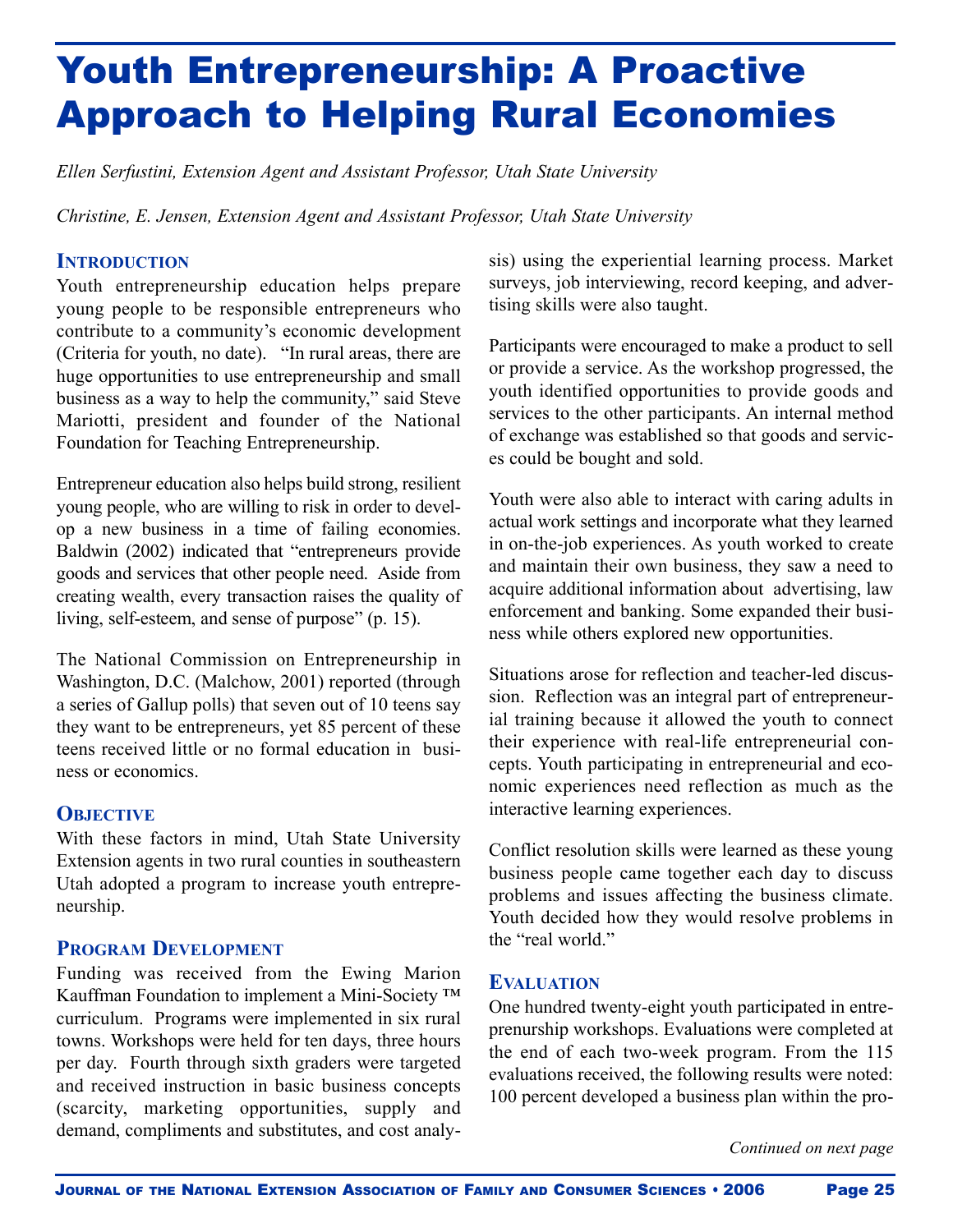# Youth Entrepreneurship: A Proactive Approach to Helping Rural Economies

*Ellen Serfustini, Extension Agent and Assistant Professor, Utah State University*

*Christine, E. Jensen, Extension Agent and Assistant Professor, Utah State University*

## Introduction

Youth entrepreneurship education helps prepare young people to be responsible entrepreneurs who contribute to a community's economic development (Criteria for youth, no date). "In rural areas, there are huge opportunities to use entrepreneurship and small business as a way to help the community," said Steve Mariotti, president and founder of the National Foundation for Teaching Entrepreneurship.

Entrepreneur education also helps build strong, resilient young people, who are willing to risk in order to develop a new business in a time of failing economies. Baldwin (2002) indicated that "entrepreneurs provide goods and services that other people need. Aside from creating wealth, every transaction raises the quality of living, self-esteem, and sense of purpose" (p. 15).

The National Commission on Entrepreneurship in Washington, D.C. (Malchow, 2001) reported (through a series of Gallup polls) that seven out of 10 teens say they want to be entrepreneurs, yet 85 percent of these teens received little or no formal education in business or economics.

## Objective

With these factors in mind, Utah State University Extension agents in two rural counties in southeastern Utah adopted a program to increase youth entrepreneurship.

## Program Development

Funding was received from the Ewing Marion Kauffman Foundation to implement a Mini-Society ™ curriculum. Programs were implemented in six rural towns. Workshops were held for ten days, three hours per day. Fourth through sixth graders were targeted and received instruction in basic business concepts (scarcity, marketing opportunities, supply and demand, compliments and substitutes, and cost analysis) using the experiential learning process. Market surveys, job interviewing, record keeping, and advertising skills were also taught.

Participants were encouraged to make a product to sell or provide a service. As the workshop progressed, the youth identified opportunities to provide goods and services to the other participants. An internal method of exchange was established so that goods and services could be bought and sold.

Youth were also able to interact with caring adults in actual work settings and incorporate what they learned in on-the-job experiences. As youth worked to create and maintain their own business, they saw a need to acquire additional information about advertising, law enforcement and banking. Some expanded their business while others explored new opportunities.

Situations arose for reflection and teacher-led discussion. Reflection was an integral part of entrepreneurial training because it allowed the youth to connect their experience with real-life entrepreneurial concepts. Youth participating in entrepreneurial and economic experiences need reflection as much as the interactive learning experiences.

Conflict resolution skills were learned as these young business people came together each day to discuss problems and issues affecting the business climate. Youth decided how they would resolve problems in the "real world."

## Evaluation

One hundred twenty-eight youth participated in entrepreneurship workshops. Evaluations were completed at the end of each two-week program. From the 115 evaluations received, the following results were noted: 100 percent developed a business plan within the pro-

*Continued on next page*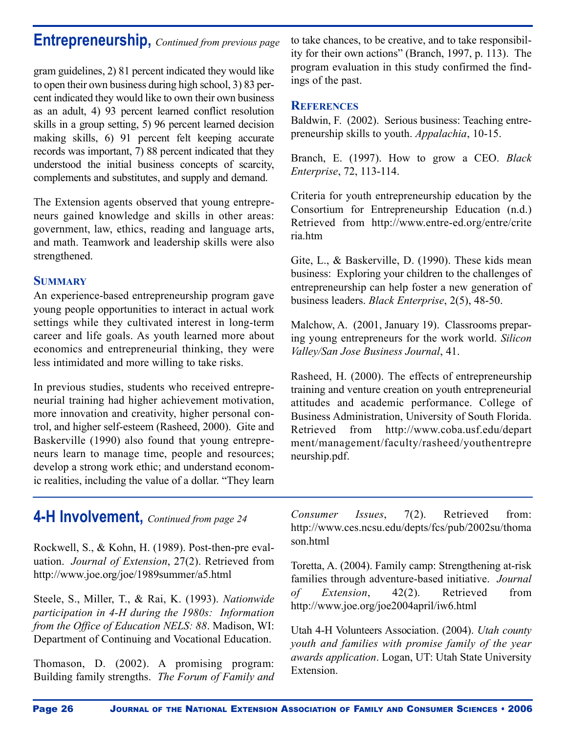## Entrepreneurship, *Continued from previous page*

gram guidelines, 2) 81 percent indicated they would like to open their own business during high school, 3) 83 percent indicated they would like to own their own business as an adult, 4) 93 percent learned conflict resolution skills in a group setting, 5) 96 percent learned decision making skills, 6) 91 percent felt keeping accurate records was important, 7) 88 percent indicated that they understood the initial business concepts of scarcity, complements and substitutes, and supply and demand.

The Extension agents observed that young entrepreneurs gained knowledge and skills in other areas: government, law, ethics, reading and language arts, and math. Teamwork and leadership skills were also strengthened.

### Summary

An experience-based entrepreneurship program gave young people opportunities to interact in actual work settings while they cultivated interest in long-term career and life goals. As youth learned more about economics and entrepreneurial thinking, they were less intimidated and more willing to take risks.

In previous studies, students who received entrepreneurial training had higher achievement motivation, more innovation and creativity, higher personal control, and higher self-esteem (Rasheed, 2000). Gite and Baskerville (1990) also found that young entrepreneurs learn to manage time, people and resources; develop a strong work ethic; and understand economic realities, including the value of a dollar. "They learn to take chances, to be creative, and to take responsibility for their own actions" (Branch, 1997, p. 113). The program evaluation in this study confirmed the findings of the past.

### References

Baldwin, F. (2002). Serious business: Teaching entrepreneurship skills to youth. *Appalachia*, 10-15.

Branch, E. (1997). How to grow a CEO. *Black Enterprise*, 72, 113-114.

Criteria for youth entrepreneurship education by the Consortium for Entrepreneurship Education (n.d.) Retrieved from http://www.entre-ed.org/entre/criteria.htm

Gite, L., & Baskerville, D. (1990). These kids mean business: Exploring your children to the challenges of entrepreneurship can help foster a new generation of business leaders. *Black Enterprise*, 2(5), 48-50.

Malchow, A. (2001, January 19). Classrooms preparing young entrepreneurs for the work world. *Silicon Valley/San Jose Business Journal*, 41.

Rasheed, H. (2000). The effects of entrepreneurship training and venture creation on youth entrepreneurial attitudes and academic performance. College of Business Administration, University of South Florida. Retrieved from http://www.coba.usf.edu/department/management/faculty/rasheed/youthentrepreneurship.pdf.

## 4-H Involvement, *Continued from page 24*

Rockwell, S., & Kohn, H. (1989). Post-then-pre evaluation. *Journal of Extension*, 27(2). Retrieved from http://www.joe.org/joe/1989summer/a5.html

Steele, S., Miller, T., & Rai, K. (1993). *Nationwide participation in 4-H during the 1980s: Information from the Office of Education NELS: 88*. Madison, WI: Department of Continuing and Vocational Education.

Thomason, D. (2002). A promising program: Building family strengths. *The Forum of Family and Consumer Issues*, 7(2). Retrieved from: http://www.ces.ncsu.edu/depts/fcs/pub/2002su/thomason.html

Toretta, A. (2004). Family camp: Strengthening at-risk families through adventure-based initiative. *Journal of Extension*, 42(2). Retrieved from http://www.joe.org/joe2004april/iw6.html

Utah 4-H Volunteers Association. (2004). *Utah county youth and families with promise family of the year awards application*. Logan, UT: Utah State University Extension.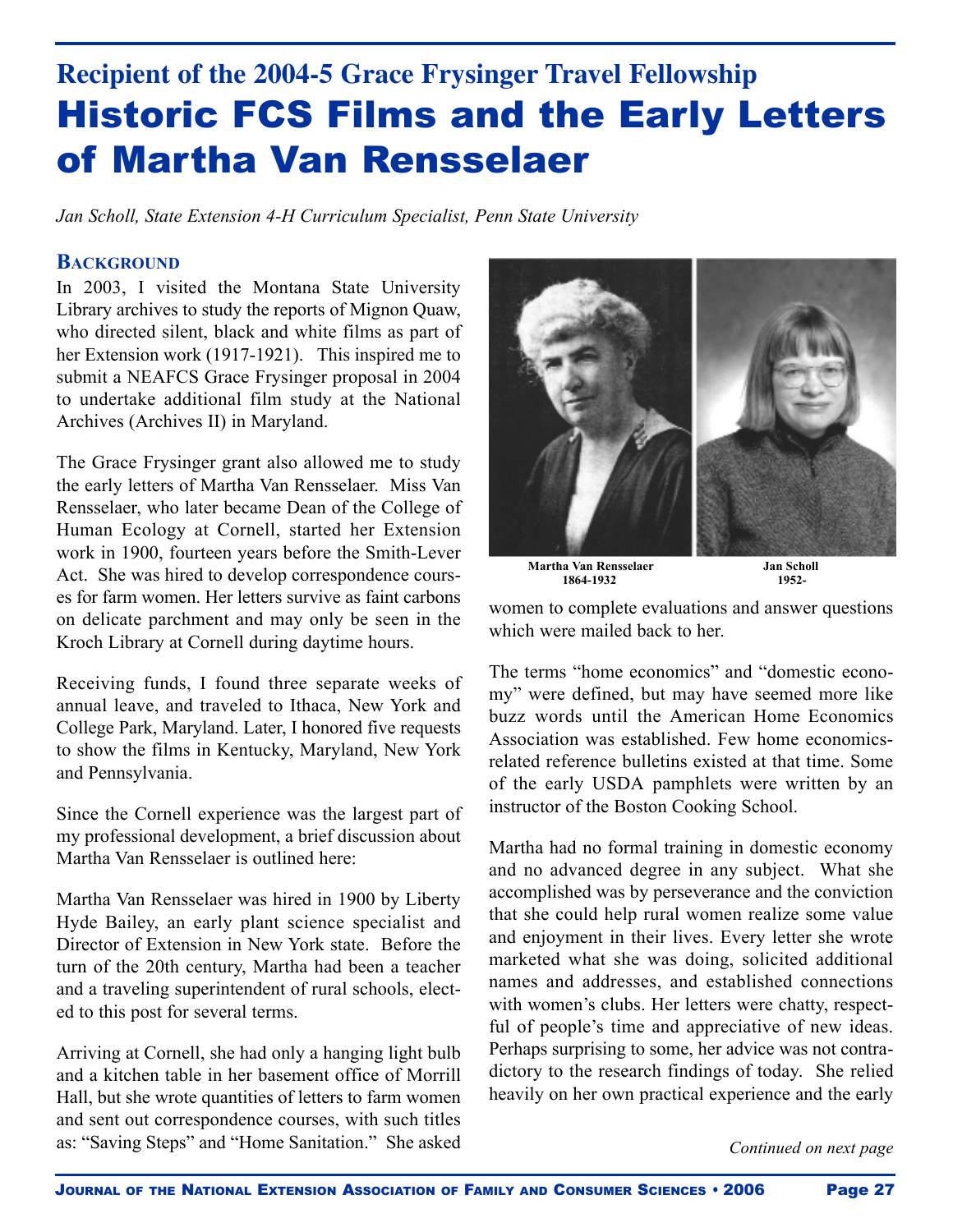## Recipient of the 2004-5 Grace Frysinger Travel Fellowship

# Historic FCS Films and the Early Letters of Martha Van Rensselaer

*Jan Scholl, State Extension 4-H Curriculum Specialist, Penn State University*

### Background

In 2003, I visited the Montana State University Library archives to study the reports of Mignon Quaw, who directed silent, black and white films as part of her Extension work (1917-1921). This inspired me to submit a NEAFCS Grace Frysinger proposal in 2004 to undertake additional film study at the National Archives (Archives II) in Maryland.

The Grace Frysinger grant also allowed me to study the early letters of Martha Van Rensselaer. Miss Van Rensselaer, who later became Dean of the College of Human Ecology at Cornell, started her Extension work in 1900, fourteen years before the Smith-Lever Act. She was hired to develop correspondence courses for farm women. Her letters survive as faint carbons on delicate parchment and may only be seen in the Kroch Library at Cornell during daytime hours.

Receiving funds, I found three separate weeks of annual leave, and traveled to Ithaca, New York and College Park, Maryland. Later, I honored five requests to show the films in Kentucky, Maryland, New York and Pennsylvania.

Since the Cornell experience was the largest part of my professional development, a brief discussion about Martha Van Rensselaer is outlined here:

Martha Van Rensselaer was hired in 1900 by Liberty Hyde Bailey, an early plant science specialist and Director of Extension in New York state. Before the turn of the 20th century, Martha had been a teacher and a traveling superintendent of rural schools, elected to this post for several terms.

Arriving at Cornell, she had only a hanging light bulb and a kitchen table in her basement office of Morrill Hall, but she wrote quantities of letters to farm women and sent out correspondence courses, with such titles as: "Saving Steps" and "Home Sanitation." She asked women to complete evaluations and answer questions which were mailed back to her.

**Martha Van Rensselaer** 1864-1932 — **Jan Scholl** 1952-

The terms "home economics" and "domestic economy" were defined, but may have seemed more like buzz words until the American Home Economics Association was established. Few home economics-related reference bulletins existed at that time. Some of the early USDA pamphlets were written by an instructor of the Boston Cooking School.

Martha had no formal training in domestic economy and no advanced degree in any subject. What she accomplished was by perseverance and the conviction that she could help rural women realize some value and enjoyment in their lives. Every letter she wrote marketed what she was doing, solicited additional names and addresses, and established connections with women's clubs. Her letters were chatty, respectful of people's time and appreciative of new ideas. Perhaps surprising to some, her advice was not contradictory to the research findings of today. She relied heavily on her own practical experience and the early

*Continued on next page*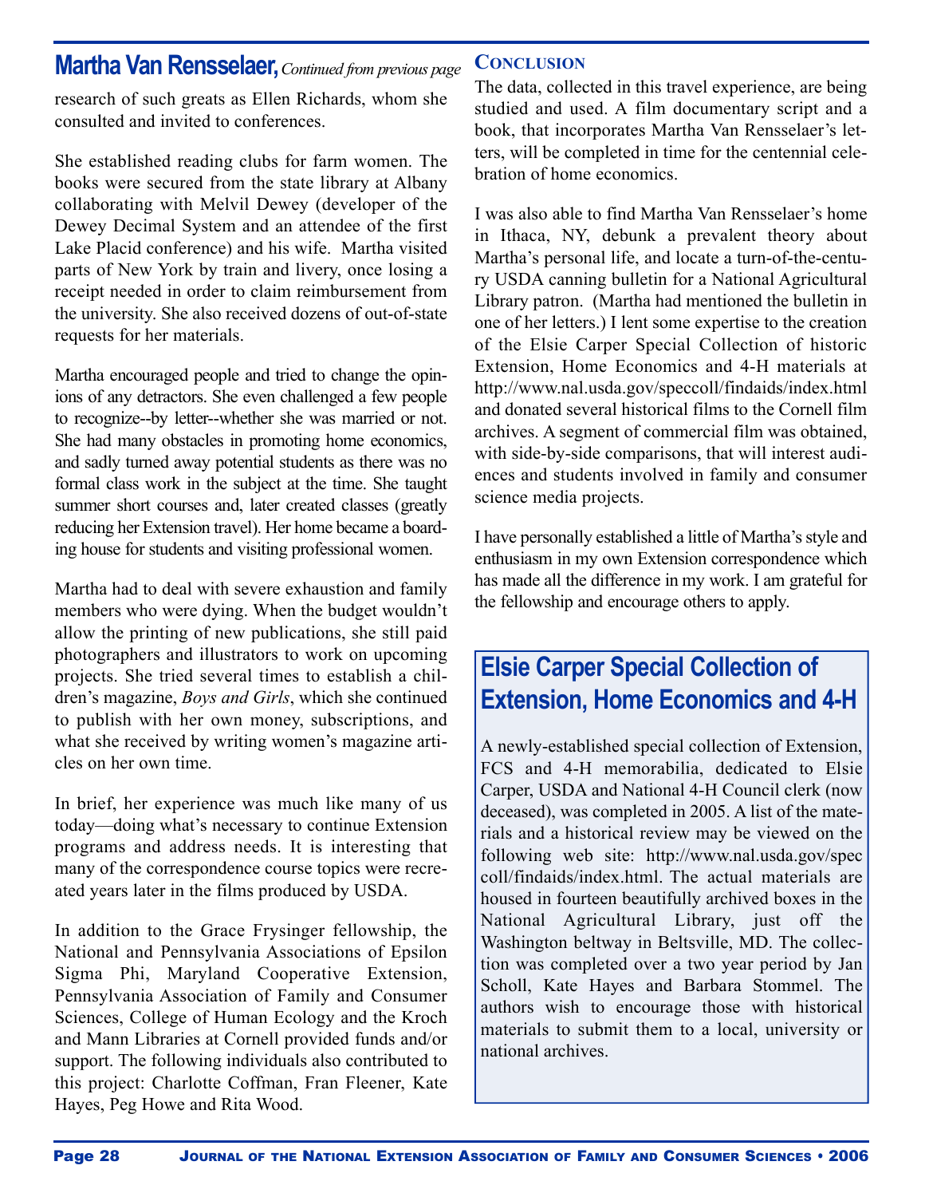## Martha Van Rensselaer, *Continued from previous page*

research of such greats as Ellen Richards, whom she consulted and invited to conferences.

She established reading clubs for farm women. The books were secured from the state library at Albany collaborating with Melvil Dewey (developer of the Dewey Decimal System and an attendee of the first Lake Placid conference) and his wife. Martha visited parts of New York by train and livery, once losing a receipt needed in order to claim reimbursement from the university. She also received dozens of out-of-state requests for her materials.

Martha encouraged people and tried to change the opinions of any detractors. She even challenged a few people to recognize--by letter--whether she was married or not. She had many obstacles in promoting home economics, and sadly turned away potential students as there was no formal class work in the subject at the time. She taught summer short courses and, later created classes (greatly reducing her Extension travel). Her home became a boarding house for students and visiting professional women.

Martha had to deal with severe exhaustion and family members who were dying. When the budget wouldn't allow the printing of new publications, she still paid photographers and illustrators to work on upcoming projects. She tried several times to establish a children's magazine, *Boys and Girls*, which she continued to publish with her own money, subscriptions, and what she received by writing women's magazine articles on her own time.

In brief, her experience was much like many of us today—doing what's necessary to continue Extension programs and address needs. It is interesting that many of the correspondence course topics were recreated years later in the films produced by USDA.

In addition to the Grace Frysinger fellowship, the National and Pennsylvania Associations of Epsilon Sigma Phi, Maryland Cooperative Extension, Pennsylvania Association of Family and Consumer Sciences, College of Human Ecology and the Kroch and Mann Libraries at Cornell provided funds and/or support. The following individuals also contributed to this project: Charlotte Coffman, Fran Fleener, Kate Hayes, Peg Howe and Rita Wood.

### Conclusion

The data, collected in this travel experience, are being studied and used. A film documentary script and a book, that incorporates Martha Van Rensselaer's letters, will be completed in time for the centennial celebration of home economics.

I was also able to find Martha Van Rensselaer's home in Ithaca, NY, debunk a prevalent theory about Martha's personal life, and locate a turn-of-the-century USDA canning bulletin for a National Agricultural Library patron. (Martha had mentioned the bulletin in one of her letters.) I lent some expertise to the creation of the Elsie Carper Special Collection of historic Extension, Home Economics and 4-H materials at http://www.nal.usda.gov/speccoll/findaids/index.html and donated several historical films to the Cornell film archives. A segment of commercial film was obtained, with side-by-side comparisons, that will interest audiences and students involved in family and consumer science media projects.

I have personally established a little of Martha's style and enthusiasm in my own Extension correspondence which has made all the difference in my work. I am grateful for the fellowship and encourage others to apply.

## Elsie Carper Special Collection of Extension, Home Economics and 4-H

A newly-established special collection of Extension, FCS and 4-H memorabilia, dedicated to Elsie Carper, USDA and National 4-H Council clerk (now deceased), was completed in 2005. A list of the materials and a historical review may be viewed on the following web site: http://www.nal.usda.gov/speccoll/findaids/index.html. The actual materials are housed in fourteen beautifully archived boxes in the National Agricultural Library, just off the Washington beltway in Beltsville, MD. The collection was completed over a two year period by Jan Scholl, Kate Hayes and Barbara Stommel. The authors wish to encourage those with historical materials to submit them to a local, university or national archives.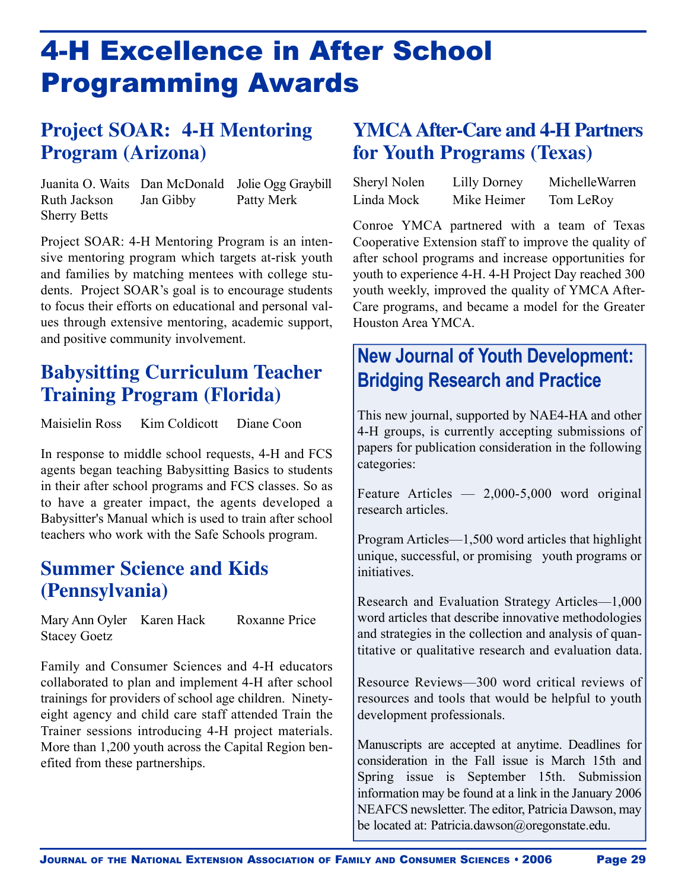# 4-H Excellence in After School Programming Awards

## Project SOAR: 4-H Mentoring Program (Arizona)

Juanita O. Waits, Dan McDonald, Jolie Ogg Graybill, Ruth Jackson, Jan Gibby, Patty Merk, Sherry Betts

Project SOAR: 4-H Mentoring Program is an intensive mentoring program which targets at-risk youth and families by matching mentees with college students. Project SOAR's goal is to encourage students to focus their efforts on educational and personal values through extensive mentoring, academic support, and positive community involvement.

## Babysitting Curriculum Teacher Training Program (Florida)

Maisielin Ross, Kim Coldicott, Diane Coon

In response to middle school requests, 4-H and FCS agents began teaching Babysitting Basics to students in their after school programs and FCS classes. So as to have a greater impact, the agents developed a Babysitter's Manual which is used to train after school teachers who work with the Safe Schools program.

## Summer Science and Kids (Pennsylvania)

Mary Ann Oyler, Karen Hack, Roxanne Price, Stacey Goetz

Family and Consumer Sciences and 4-H educators collaborated to plan and implement 4-H after school trainings for providers of school age children. Ninety-eight agency and child care staff attended Train the Trainer sessions introducing 4-H project materials. More than 1,200 youth across the Capital Region benefited from these partnerships.

## YMCA After-Care and 4-H Partners for Youth Programs (Texas)

Sheryl Nolen, Lilly Dorney, MichelleWarren, Linda Mock, Mike Heimer, Tom LeRoy

Conroe YMCA partnered with a team of Texas Cooperative Extension staff to improve the quality of after school programs and increase opportunities for youth to experience 4-H. 4-H Project Day reached 300 youth weekly, improved the quality of YMCA After-Care programs, and became a model for the Greater Houston Area YMCA.

### New Journal of Youth Development: Bridging Research and Practice

This new journal, supported by NAE4-HA and other 4-H groups, is currently accepting submissions of papers for publication consideration in the following categories:

Feature Articles — 2,000-5,000 word original research articles.

Program Articles—1,500 word articles that highlight unique, successful, or promising youth programs or initiatives.

Research and Evaluation Strategy Articles—1,000 word articles that describe innovative methodologies and strategies in the collection and analysis of quantitative or qualitative research and evaluation data.

Resource Reviews—300 word critical reviews of resources and tools that would be helpful to youth development professionals.

Manuscripts are accepted at anytime. Deadlines for consideration in the Fall issue is March 15th and Spring issue is September 15th. Submission information may be found at a link in the January 2006 NEAFCS newsletter. The editor, Patricia Dawson, may be located at: Patricia.dawson@oregonstate.edu.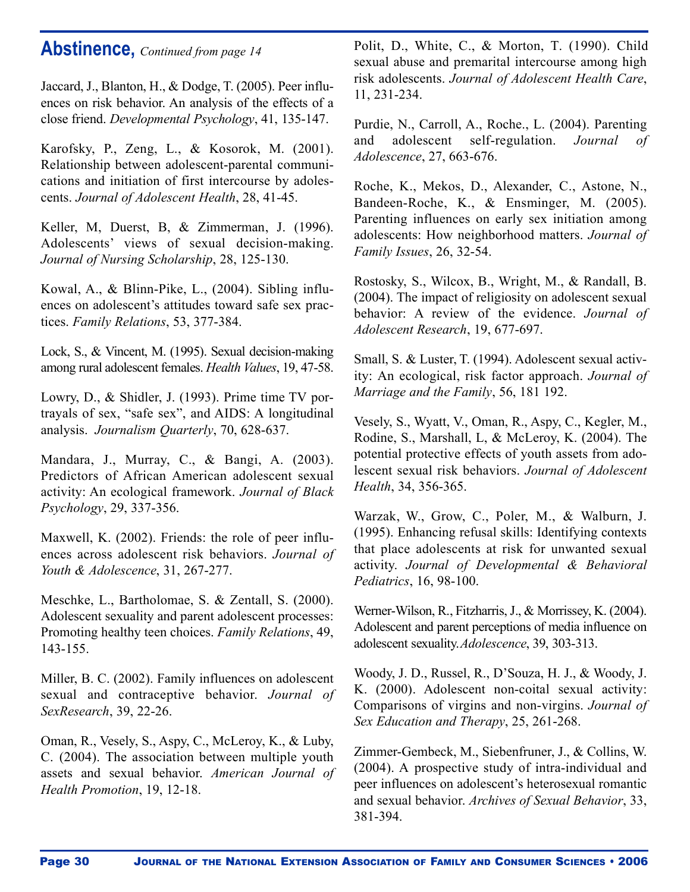## Abstinence, *Continued from page 14*

Jaccard, J., Blanton, H., & Dodge, T. (2005). Peer influences on risk behavior. An analysis of the effects of a close friend. *Developmental Psychology*, 41, 135-147.

Karofsky, P., Zeng, L., & Kosorok, M. (2001). Relationship between adolescent-parental communications and initiation of first intercourse by adolescents. *Journal of Adolescent Health*, 28, 41-45.

Keller, M, Duerst, B, & Zimmerman, J. (1996). Adolescents' views of sexual decision-making. *Journal of Nursing Scholarship*, 28, 125-130.

Kowal, A., & Blinn-Pike, L., (2004). Sibling influences on adolescent's attitudes toward safe sex practices. *Family Relations*, 53, 377-384.

Lock, S., & Vincent, M. (1995). Sexual decision-making among rural adolescent females. *Health Values*, 19, 47-58.

Lowry, D., & Shidler, J. (1993). Prime time TV portrayals of sex, "safe sex", and AIDS: A longitudinal analysis. *Journalism Quarterly*, 70, 628-637.

Mandara, J., Murray, C., & Bangi, A. (2003). Predictors of African American adolescent sexual activity: An ecological framework. *Journal of Black Psychology*, 29, 337-356.

Maxwell, K. (2002). Friends: the role of peer influences across adolescent risk behaviors. *Journal of Youth & Adolescence*, 31, 267-277.

Meschke, L., Bartholomae, S. & Zentall, S. (2000). Adolescent sexuality and parent adolescent processes: Promoting healthy teen choices. *Family Relations*, 49, 143-155.

Miller, B. C. (2002). Family influences on adolescent sexual and contraceptive behavior. *Journal of SexResearch*, 39, 22-26.

Oman, R., Vesely, S., Aspy, C., McLeroy, K., & Luby, C. (2004). The association between multiple youth assets and sexual behavior. *American Journal of Health Promotion*, 19, 12-18.

Polit, D., White, C., & Morton, T. (1990). Child sexual abuse and premarital intercourse among high risk adolescents. *Journal of Adolescent Health Care*, 11, 231-234.

Purdie, N., Carroll, A., Roche., L. (2004). Parenting and adolescent self-regulation. *Journal of Adolescence*, 27, 663-676.

Roche, K., Mekos, D., Alexander, C., Astone, N., Bandeen-Roche, K., & Ensminger, M. (2005). Parenting influences on early sex initiation among adolescents: How neighborhood matters. *Journal of Family Issues*, 26, 32-54.

Rostosky, S., Wilcox, B., Wright, M., & Randall, B. (2004). The impact of religiosity on adolescent sexual behavior: A review of the evidence. *Journal of Adolescent Research*, 19, 677-697.

Small, S. & Luster, T. (1994). Adolescent sexual activity: An ecological, risk factor approach. *Journal of Marriage and the Family*, 56, 181 192.

Vesely, S., Wyatt, V., Oman, R., Aspy, C., Kegler, M., Rodine, S., Marshall, L, & McLeroy, K. (2004). The potential protective effects of youth assets from adolescent sexual risk behaviors. *Journal of Adolescent Health*, 34, 356-365.

Warzak, W., Grow, C., Poler, M., & Walburn, J. (1995). Enhancing refusal skills: Identifying contexts that place adolescents at risk for unwanted sexual activity. *Journal of Developmental & Behavioral Pediatrics*, 16, 98-100.

Werner-Wilson, R., Fitzharris, J., & Morrissey, K. (2004). Adolescent and parent perceptions of media influence on adolescent sexuality.*Adolescence*, 39, 303-313.

Woody, J. D., Russel, R., D'Souza, H. J., & Woody, J. K. (2000). Adolescent non-coital sexual activity: Comparisons of virgins and non-virgins. *Journal of Sex Education and Therapy*, 25, 261-268.

Zimmer-Gembeck, M., Siebenfruner, J., & Collins, W. (2004). A prospective study of intra-individual and peer influences on adolescent's heterosexual romantic and sexual behavior. *Archives of Sexual Behavior*, 33, 381-394.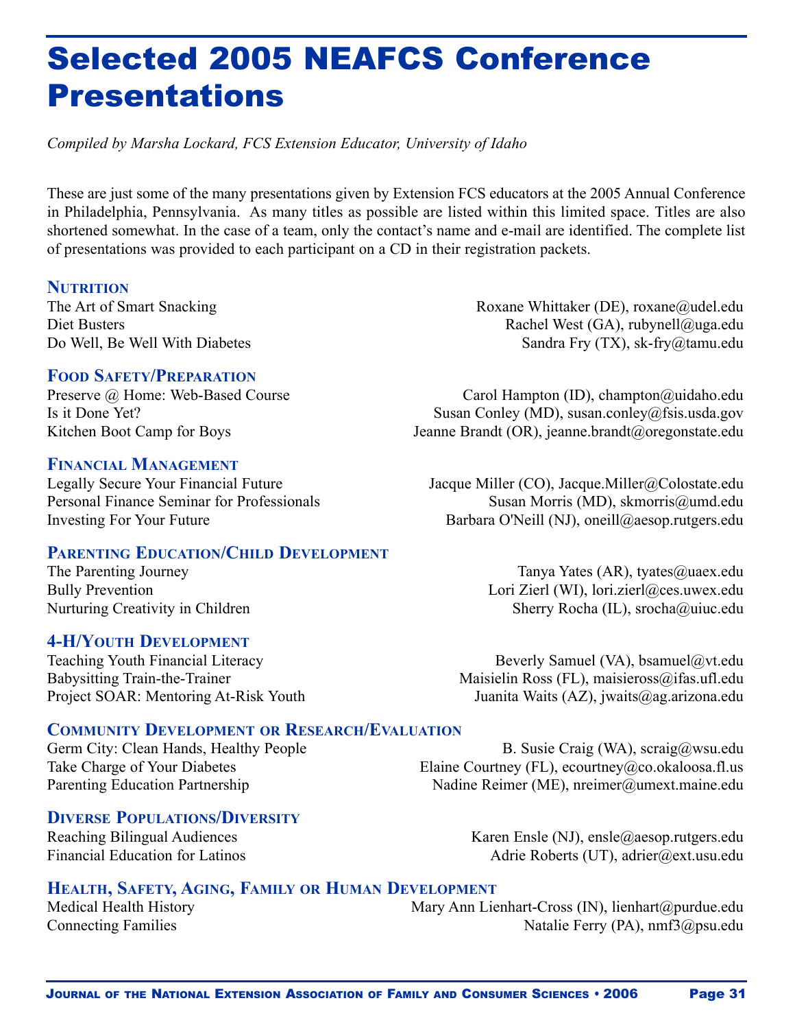# Selected 2005 NEAFCS Conference Presentations

*Compiled by Marsha Lockard, FCS Extension Educator, University of Idaho*

These are just some of the many presentations given by Extension FCS educators at the 2005 Annual Conference in Philadelphia, Pennsylvania. As many titles as possible are listed within this limited space. Titles are also shortened somewhat. In the case of a team, only the contact's name and e-mail are identified. The complete list of presentations was provided to each participant on a CD in their registration packets.

## Nutrition

The Art of Smart Snacking — Roxane Whittaker (DE), roxane@udel.edu
Diet Busters — Rachel West (GA), rubynell@uga.edu
Do Well, Be Well With Diabetes — Sandra Fry (TX), sk-fry@tamu.edu

## Food Safety/Preparation

Preserve @ Home: Web-Based Course — Carol Hampton (ID), champton@uidaho.edu
Is it Done Yet? — Susan Conley (MD), susan.conley@fsis.usda.gov
Kitchen Boot Camp for Boys — Jeanne Brandt (OR), jeanne.brandt@oregonstate.edu

## Financial Management

Legally Secure Your Financial Future — Jacque Miller (CO), Jacque.Miller@Colostate.edu
Personal Finance Seminar for Professionals — Susan Morris (MD), skmorris@umd.edu
Investing For Your Future — Barbara O'Neill (NJ), oneill@aesop.rutgers.edu

## Parenting Education/Child Development

The Parenting Journey — Tanya Yates (AR), tyates@uaex.edu
Bully Prevention — Lori Zierl (WI), lori.zierl@ces.uwex.edu
Nurturing Creativity in Children — Sherry Rocha (IL), srocha@uiuc.edu

## 4-H/Youth Development

Teaching Youth Financial Literacy — Beverly Samuel (VA), bsamuel@vt.edu
Babysitting Train-the-Trainer — Maisielin Ross (FL), maisieross@ifas.ufl.edu
Project SOAR: Mentoring At-Risk Youth — Juanita Waits (AZ), jwaits@ag.arizona.edu

## Community Development or Research/Evaluation

Germ City: Clean Hands, Healthy People — B. Susie Craig (WA), scraig@wsu.edu
Take Charge of Your Diabetes — Elaine Courtney (FL), ecourtney@co.okaloosa.fl.us
Parenting Education Partnership — Nadine Reimer (ME), nreimer@umext.maine.edu

## Diverse Populations/Diversity

Reaching Bilingual Audiences — Karen Ensle (NJ), ensle@aesop.rutgers.edu
Financial Education for Latinos — Adrie Roberts (UT), adrier@ext.usu.edu

## Health, Safety, Aging, Family or Human Development

Medical Health History — Mary Ann Lienhart-Cross (IN), lienhart@purdue.edu
Connecting Families — Natalie Ferry (PA), nmf3@psu.edu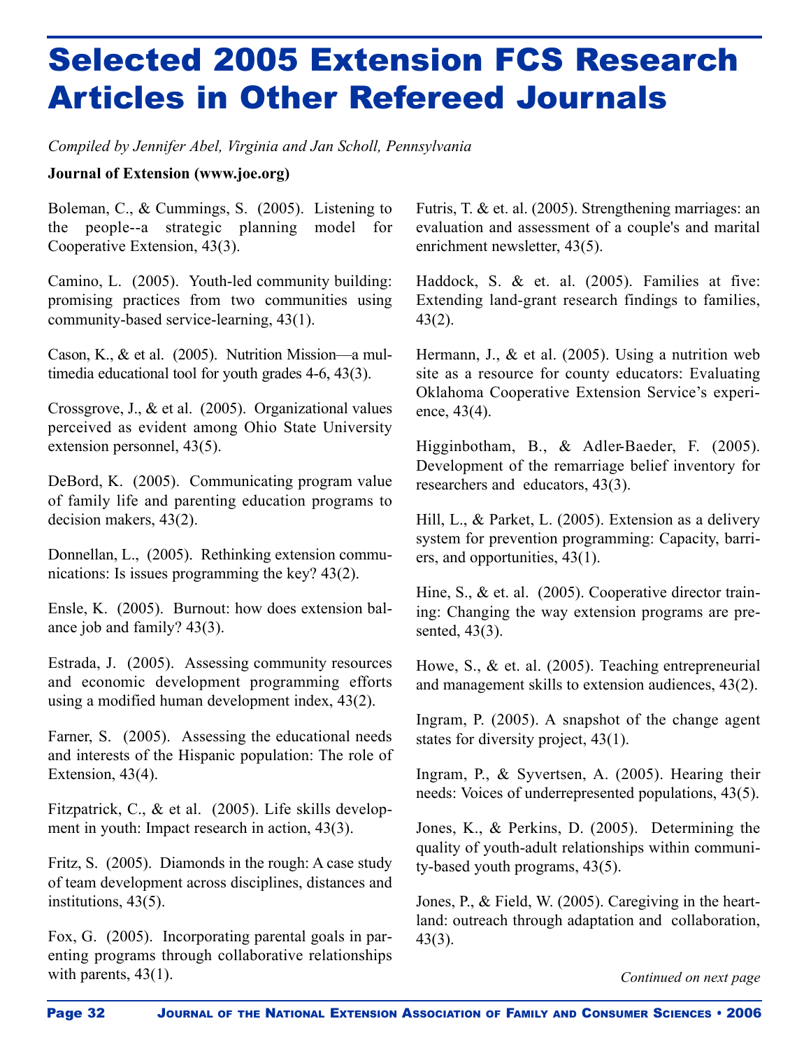# Selected 2005 Extension FCS Research Articles in Other Refereed Journals

*Compiled by Jennifer Abel, Virginia and Jan Scholl, Pennsylvania*

**Journal of Extension (www.joe.org)**

Boleman, C., & Cummings, S. (2005). Listening to the people--a strategic planning model for Cooperative Extension, 43(3).

Camino, L. (2005). Youth-led community building: promising practices from two communities using community-based service-learning, 43(1).

Cason, K., & et al. (2005). Nutrition Mission—a multimedia educational tool for youth grades 4-6, 43(3).

Crossgrove, J., & et al. (2005). Organizational values perceived as evident among Ohio State University extension personnel, 43(5).

DeBord, K. (2005). Communicating program value of family life and parenting education programs to decision makers, 43(2).

Donnellan, L., (2005). Rethinking extension communications: Is issues programming the key? 43(2).

Ensle, K. (2005). Burnout: how does extension balance job and family? 43(3).

Estrada, J. (2005). Assessing community resources and economic development programming efforts using a modified human development index, 43(2).

Farner, S. (2005). Assessing the educational needs and interests of the Hispanic population: The role of Extension, 43(4).

Fitzpatrick, C., & et al. (2005). Life skills development in youth: Impact research in action, 43(3).

Fritz, S. (2005). Diamonds in the rough: A case study of team development across disciplines, distances and institutions, 43(5).

Fox, G. (2005). Incorporating parental goals in parenting programs through collaborative relationships with parents, 43(1).

Futris, T. & et. al. (2005). Strengthening marriages: an evaluation and assessment of a couple's and marital enrichment newsletter, 43(5).

Haddock, S. & et. al. (2005). Families at five: Extending land-grant research findings to families, 43(2).

Hermann, J., & et al. (2005). Using a nutrition web site as a resource for county educators: Evaluating Oklahoma Cooperative Extension Service's experience, 43(4).

Higginbotham, B., & Adler-Baeder, F. (2005). Development of the remarriage belief inventory for researchers and educators, 43(3).

Hill, L., & Parket, L. (2005). Extension as a delivery system for prevention programming: Capacity, barriers, and opportunities, 43(1).

Hine, S., & et. al. (2005). Cooperative director training: Changing the way extension programs are presented, 43(3).

Howe, S., & et. al. (2005). Teaching entrepreneurial and management skills to extension audiences, 43(2).

Ingram, P. (2005). A snapshot of the change agent states for diversity project, 43(1).

Ingram, P., & Syvertsen, A. (2005). Hearing their needs: Voices of underrepresented populations, 43(5).

Jones, K., & Perkins, D. (2005). Determining the quality of youth-adult relationships within community-based youth programs, 43(5).

Jones, P., & Field, W. (2005). Caregiving in the heartland: outreach through adaptation and collaboration, 43(3).

*Continued on next page*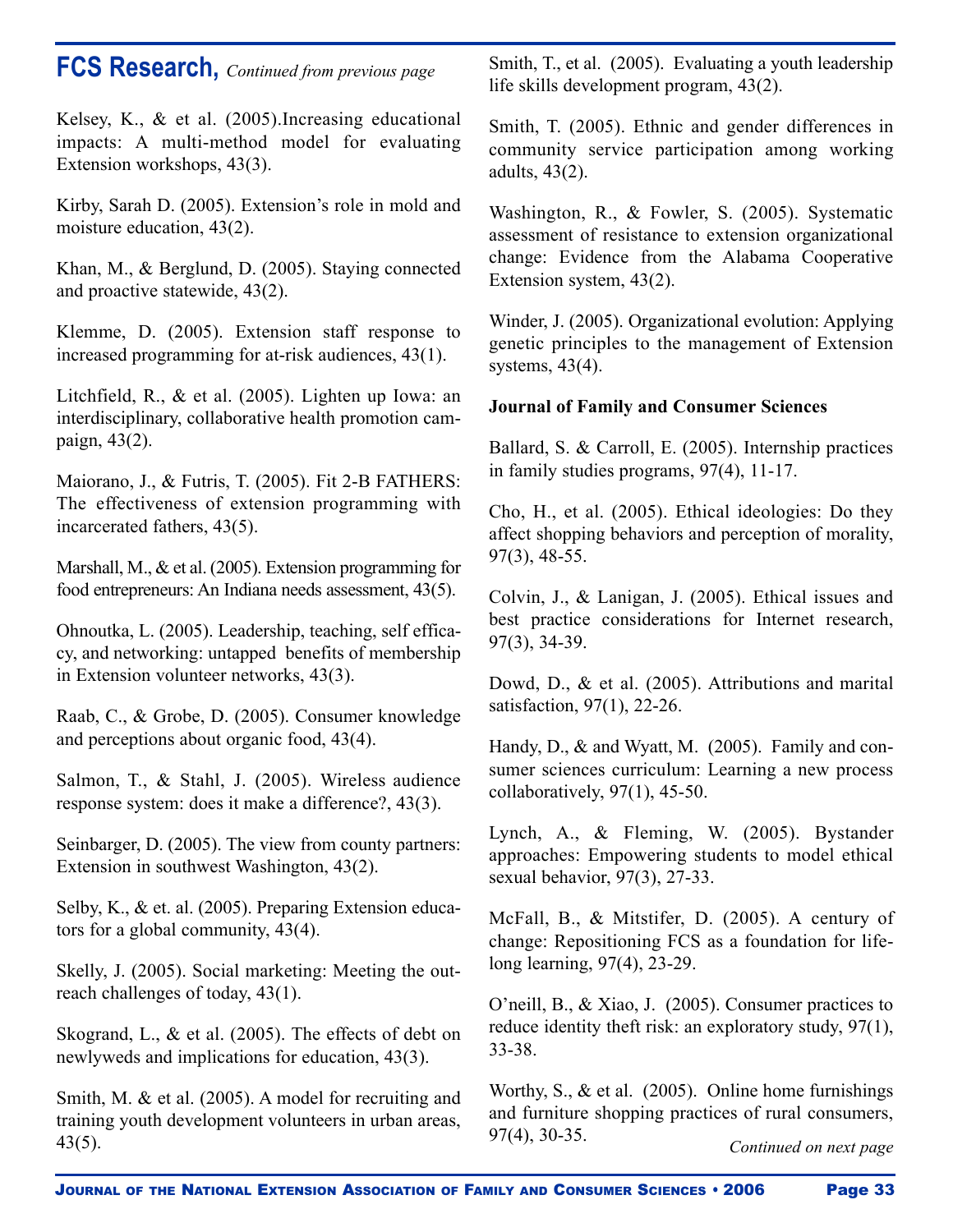## FCS Research, *Continued from previous page*

Kelsey, K., & et al. (2005).Increasing educational impacts: A multi-method model for evaluating Extension workshops, 43(3).

Kirby, Sarah D. (2005). Extension's role in mold and moisture education, 43(2).

Khan, M., & Berglund, D. (2005). Staying connected and proactive statewide, 43(2).

Klemme, D. (2005). Extension staff response to increased programming for at-risk audiences, 43(1).

Litchfield, R., & et al. (2005). Lighten up Iowa: an interdisciplinary, collaborative health promotion campaign, 43(2).

Maiorano, J., & Futris, T. (2005). Fit 2-B FATHERS: The effectiveness of extension programming with incarcerated fathers, 43(5).

Marshall, M., & et al. (2005). Extension programming for food entrepreneurs: An Indiana needs assessment, 43(5).

Ohnoutka, L. (2005). Leadership, teaching, self efficacy, and networking: untapped benefits of membership in Extension volunteer networks, 43(3).

Raab, C., & Grobe, D. (2005). Consumer knowledge and perceptions about organic food, 43(4).

Salmon, T., & Stahl, J. (2005). Wireless audience response system: does it make a difference?, 43(3).

Seinbarger, D. (2005). The view from county partners: Extension in southwest Washington, 43(2).

Selby, K., & et. al. (2005). Preparing Extension educators for a global community, 43(4).

Skelly, J. (2005). Social marketing: Meeting the outreach challenges of today, 43(1).

Skogrand, L., & et al. (2005). The effects of debt on newlyweds and implications for education, 43(3).

Smith, M. & et al. (2005). A model for recruiting and training youth development volunteers in urban areas, 43(5).

Smith, T., et al. (2005). Evaluating a youth leadership life skills development program, 43(2).

Smith, T. (2005). Ethnic and gender differences in community service participation among working adults, 43(2).

Washington, R., & Fowler, S. (2005). Systematic assessment of resistance to extension organizational change: Evidence from the Alabama Cooperative Extension system, 43(2).

Winder, J. (2005). Organizational evolution: Applying genetic principles to the management of Extension systems, 43(4).

**Journal of Family and Consumer Sciences**

Ballard, S. & Carroll, E. (2005). Internship practices in family studies programs, 97(4), 11-17.

Cho, H., et al. (2005). Ethical ideologies: Do they affect shopping behaviors and perception of morality, 97(3), 48-55.

Colvin, J., & Lanigan, J. (2005). Ethical issues and best practice considerations for Internet research, 97(3), 34-39.

Dowd, D., & et al. (2005). Attributions and marital satisfaction, 97(1), 22-26.

Handy, D., & and Wyatt, M. (2005). Family and consumer sciences curriculum: Learning a new process collaboratively, 97(1), 45-50.

Lynch, A., & Fleming, W. (2005). Bystander approaches: Empowering students to model ethical sexual behavior, 97(3), 27-33.

McFall, B., & Mitstifer, D. (2005). A century of change: Repositioning FCS as a foundation for lifelong learning, 97(4), 23-29.

O'neill, B., & Xiao, J. (2005). Consumer practices to reduce identity theft risk: an exploratory study, 97(1), 33-38.

Worthy, S., & et al. (2005). Online home furnishings and furniture shopping practices of rural consumers, 97(4), 30-35.

*Continued on next page*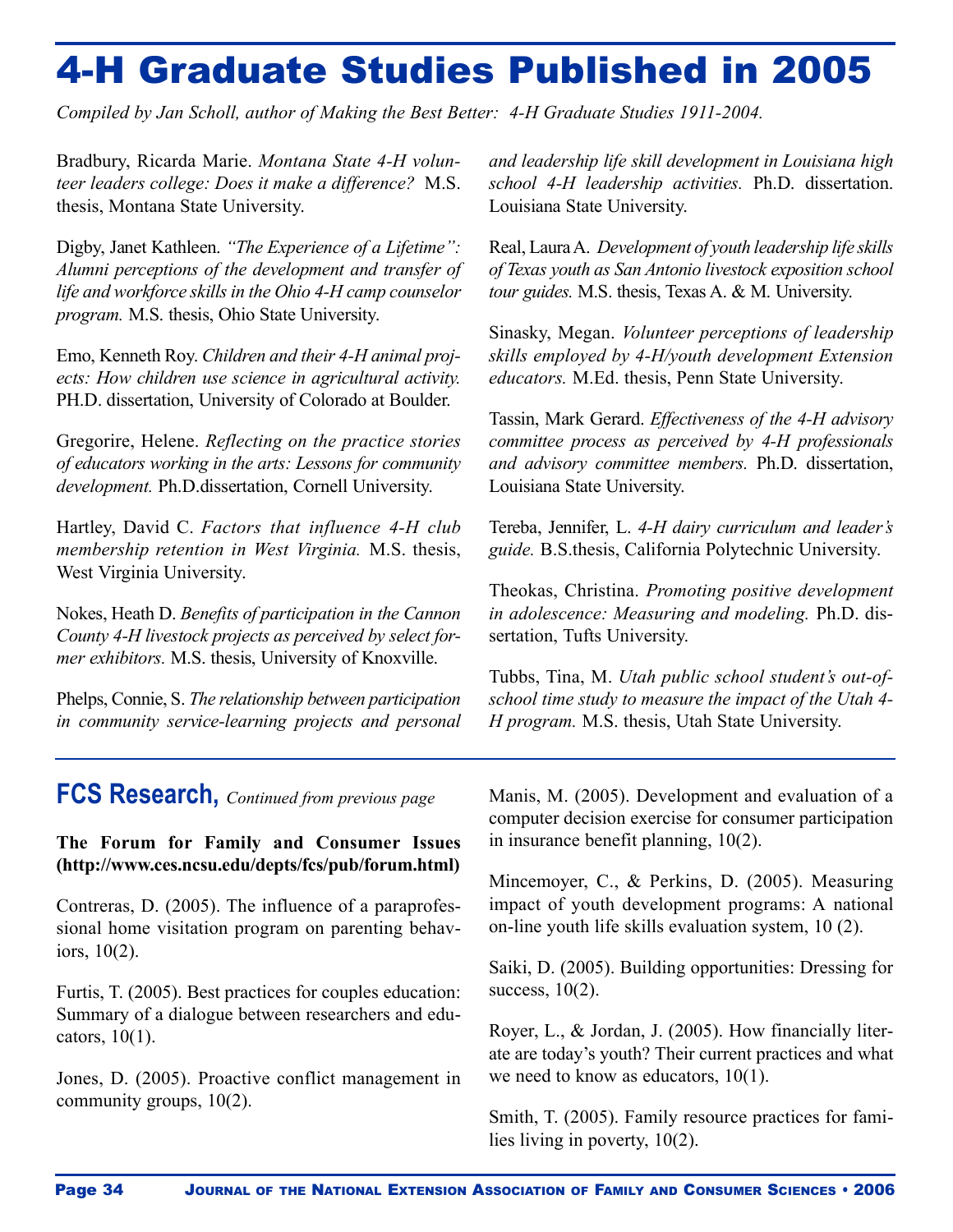# 4-H Graduate Studies Published in 2005

*Compiled by Jan Scholl, author of Making the Best Better: 4-H Graduate Studies 1911-2004.*

Bradbury, Ricarda Marie. *Montana State 4-H volunteer leaders college: Does it make a difference?* M.S. thesis, Montana State University.

Digby, Janet Kathleen. *"The Experience of a Lifetime": Alumni perceptions of the development and transfer of life and workforce skills in the Ohio 4-H camp counselor program.* M.S. thesis, Ohio State University.

Emo, Kenneth Roy. *Children and their 4-H animal projects: How children use science in agricultural activity.* PH.D. dissertation, University of Colorado at Boulder.

Gregorire, Helene. *Reflecting on the practice stories of educators working in the arts: Lessons for community development.* Ph.D.dissertation, Cornell University.

Hartley, David C. *Factors that influence 4-H club membership retention in West Virginia.* M.S. thesis, West Virginia University.

Nokes, Heath D. *Benefits of participation in the Cannon County 4-H livestock projects as perceived by select former exhibitors.* M.S. thesis, University of Knoxville.

Phelps, Connie, S. *The relationship between participation in community service-learning projects and personal and leadership life skill development in Louisiana high school 4-H leadership activities.* Ph.D. dissertation. Louisiana State University.

Real, Laura A. *Development of youth leadership life skills of Texas youth as San Antonio livestock exposition school tour guides.* M.S. thesis, Texas A. & M. University.

Sinasky, Megan. *Volunteer perceptions of leadership skills employed by 4-H/youth development Extension educators.* M.Ed. thesis, Penn State University.

Tassin, Mark Gerard. *Effectiveness of the 4-H advisory committee process as perceived by 4-H professionals and advisory committee members.* Ph.D. dissertation, Louisiana State University.

Tereba, Jennifer, L. *4-H dairy curriculum and leader's guide.* B.S.thesis, California Polytechnic University.

Theokas, Christina. *Promoting positive development in adolescence: Measuring and modeling.* Ph.D. dissertation, Tufts University.

Tubbs, Tina, M. *Utah public school student's out-of-school time study to measure the impact of the Utah 4-H program.* M.S. thesis, Utah State University.

## FCS Research, *Continued from previous page*

**The Forum for Family and Consumer Issues (http://www.ces.ncsu.edu/depts/fcs/pub/forum.html)**

Contreras, D. (2005). The influence of a paraprofessional home visitation program on parenting behaviors, 10(2).

Furtis, T. (2005). Best practices for couples education: Summary of a dialogue between researchers and educators, 10(1).

Jones, D. (2005). Proactive conflict management in community groups, 10(2).

Manis, M. (2005). Development and evaluation of a computer decision exercise for consumer participation in insurance benefit planning, 10(2).

Mincemoyer, C., & Perkins, D. (2005). Measuring impact of youth development programs: A national on-line youth life skills evaluation system, 10 (2).

Saiki, D. (2005). Building opportunities: Dressing for success, 10(2).

Royer, L., & Jordan, J. (2005). How financially literate are today's youth? Their current practices and what we need to know as educators, 10(1).

Smith, T. (2005). Family resource practices for families living in poverty, 10(2).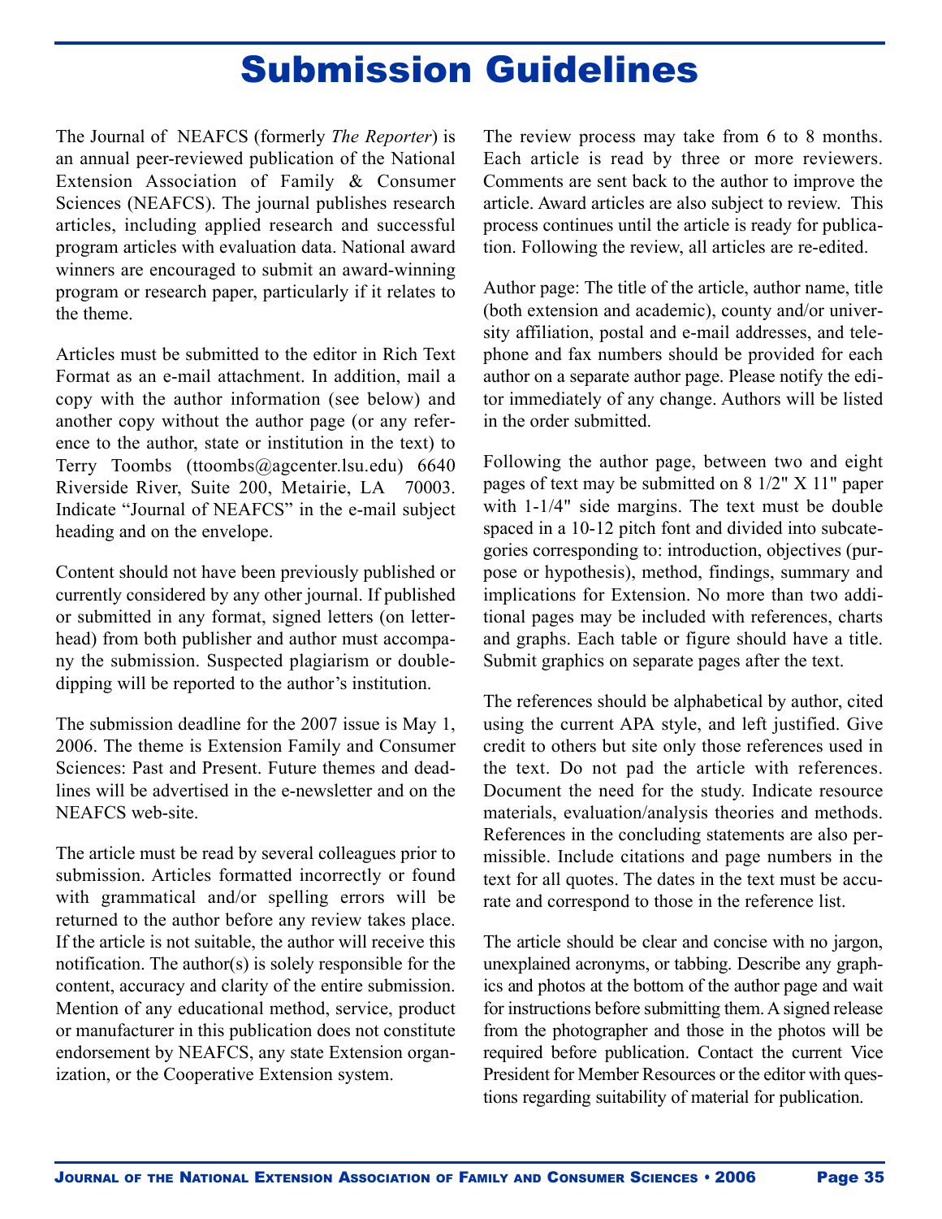# Submission Guidelines

The Journal of NEAFCS (formerly *The Reporter*) is an annual peer-reviewed publication of the National Extension Association of Family & Consumer Sciences (NEAFCS). The journal publishes research articles, including applied research and successful program articles with evaluation data. National award winners are encouraged to submit an award-winning program or research paper, particularly if it relates to the theme.

Articles must be submitted to the editor in Rich Text Format as an e-mail attachment. In addition, mail a copy with the author information (see below) and another copy without the author page (or any reference to the author, state or institution in the text) to Terry Toombs (ttoombs@agcenter.lsu.edu) 6640 Riverside River, Suite 200, Metairie, LA 70003. Indicate "Journal of NEAFCS" in the e-mail subject heading and on the envelope.

Content should not have been previously published or currently considered by any other journal. If published or submitted in any format, signed letters (on letterhead) from both publisher and author must accompany the submission. Suspected plagiarism or double-dipping will be reported to the author's institution.

The submission deadline for the 2007 issue is May 1, 2006. The theme is Extension Family and Consumer Sciences: Past and Present. Future themes and deadlines will be advertised in the e-newsletter and on the NEAFCS web-site.

The article must be read by several colleagues prior to submission. Articles formatted incorrectly or found with grammatical and/or spelling errors will be returned to the author before any review takes place. If the article is not suitable, the author will receive this notification. The author(s) is solely responsible for the content, accuracy and clarity of the entire submission. Mention of any educational method, service, product or manufacturer in this publication does not constitute endorsement by NEAFCS, any state Extension organization, or the Cooperative Extension system.

The review process may take from 6 to 8 months. Each article is read by three or more reviewers. Comments are sent back to the author to improve the article. Award articles are also subject to review. This process continues until the article is ready for publication. Following the review, all articles are re-edited.

Author page: The title of the article, author name, title (both extension and academic), county and/or university affiliation, postal and e-mail addresses, and telephone and fax numbers should be provided for each author on a separate author page. Please notify the editor immediately of any change. Authors will be listed in the order submitted.

Following the author page, between two and eight pages of text may be submitted on 8 1/2" X 11" paper with 1-1/4" side margins. The text must be double spaced in a 10-12 pitch font and divided into subcategories corresponding to: introduction, objectives (purpose or hypothesis), method, findings, summary and implications for Extension. No more than two additional pages may be included with references, charts and graphs. Each table or figure should have a title. Submit graphics on separate pages after the text.

The references should be alphabetical by author, cited using the current APA style, and left justified. Give credit to others but site only those references used in the text. Do not pad the article with references. Document the need for the study. Indicate resource materials, evaluation/analysis theories and methods. References in the concluding statements are also permissible. Include citations and page numbers in the text for all quotes. The dates in the text must be accurate and correspond to those in the reference list.

The article should be clear and concise with no jargon, unexplained acronyms, or tabbing. Describe any graphics and photos at the bottom of the author page and wait for instructions before submitting them. A signed release from the photographer and those in the photos will be required before publication. Contact the current Vice President for Member Resources or the editor with questions regarding suitability of material for publication.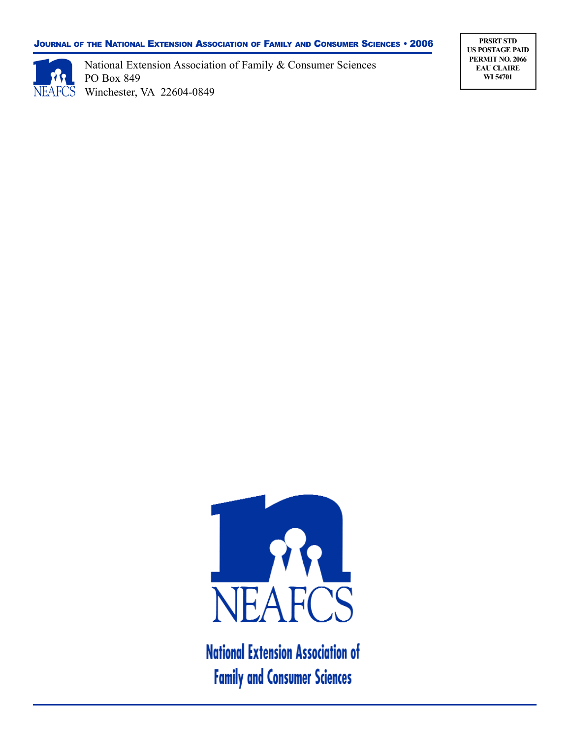National Extension Association of Family & Consumer Sciences
PO Box 849
Winchester, VA 22604-0849

PRSRT STD
US POSTAGE PAID
PERMIT NO. 2066
EAU CLAIRE
WI 54701

NEAFCS

National Extension Association of
Family and Consumer Sciences